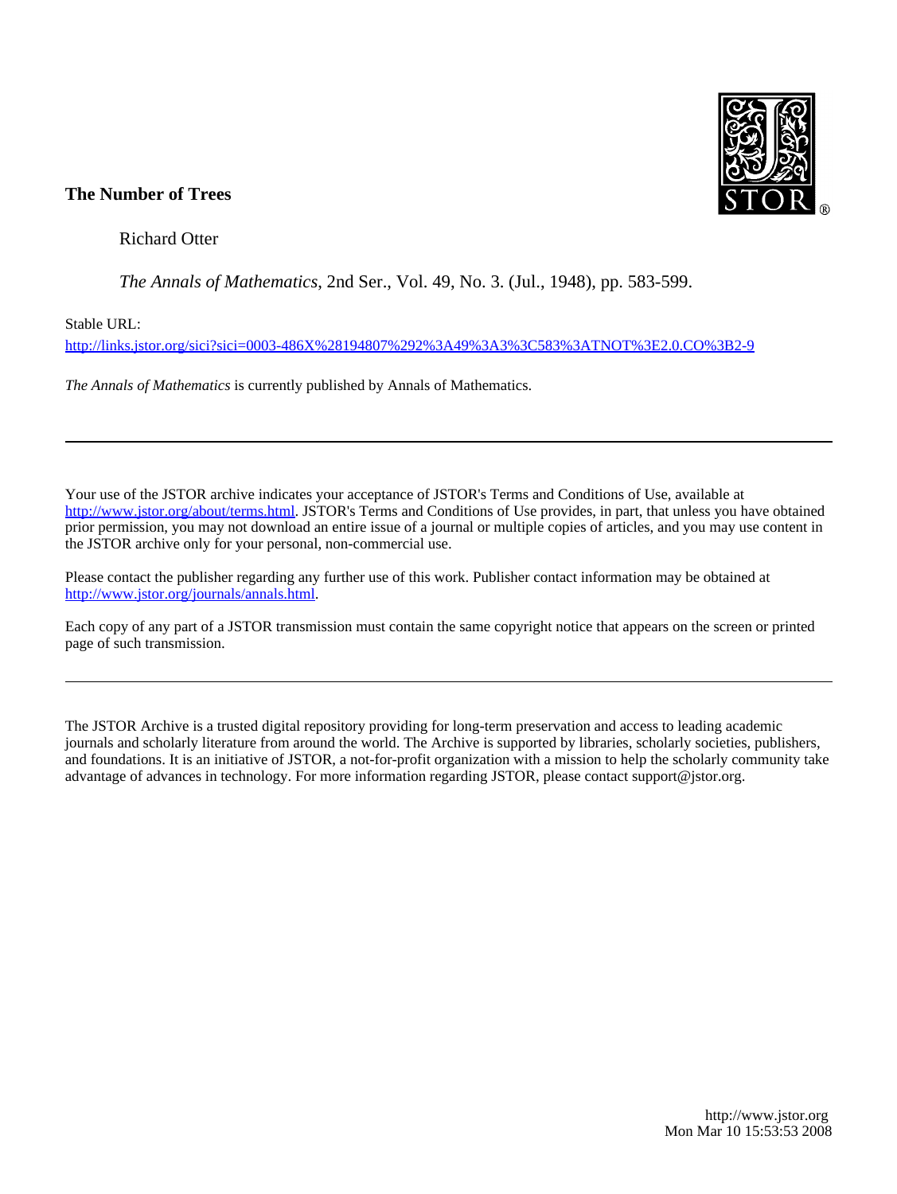**The Number of Trees**

Richard Otter

*The Annals of Mathematics*, 2nd Ser., Vol. 49, No. 3. (Jul., 1948), pp. 583-599.

Stable URL:

http://links.jstor.org/sici?sici=0003-486X%28194807%292%3A49%3A3%3C583%3ATNOT%3E2.0.CO%3B2-9

*The Annals of Mathematics* is currently published by Annals of Mathematics.

---

Your use of the JSTOR archive indicates your acceptance of JSTOR's Terms and Conditions of Use, available at http://www.jstor.org/about/terms.html. JSTOR's Terms and Conditions of Use provides, in part, that unless you have obtained prior permission, you may not download an entire issue of a journal or multiple copies of articles, and you may use content in the JSTOR archive only for your personal, non-commercial use.

Please contact the publisher regarding any further use of this work. Publisher contact information may be obtained at http://www.jstor.org/journals/annals.html.

Each copy of any part of a JSTOR transmission must contain the same copyright notice that appears on the screen or printed page of such transmission.

---

The JSTOR Archive is a trusted digital repository providing for long-term preservation and access to leading academic journals and scholarly literature from around the world. The Archive is supported by libraries, scholarly societies, publishers, and foundations. It is an initiative of JSTOR, a not-for-profit organization with a mission to help the scholarly community take advantage of advances in technology. For more information regarding JSTOR, please contact support@jstor.org.

http://www.jstor.org
Mon Mar 10 15:53:53 2008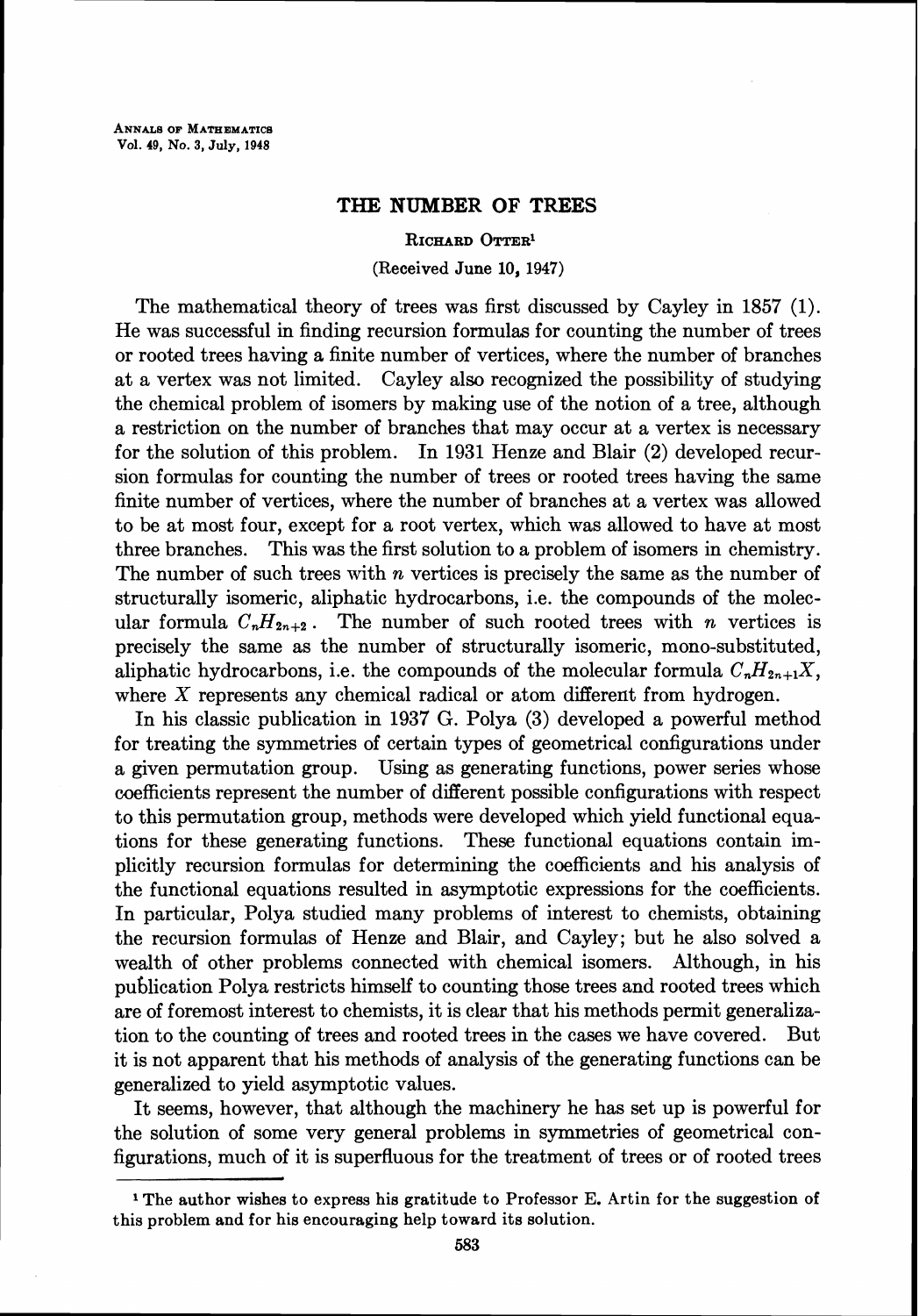# THE NUMBER OF TREES

RICHARD OTTER[1]

(Received June 10, 1947)

The mathematical theory of trees was first discussed by Cayley in 1857 (1). He was successful in finding recursion formulas for counting the number of trees or rooted trees having a finite number of vertices, where the number of branches at a vertex was not limited. Cayley also recognized the possibility of studying the chemical problem of isomers by making use of the notion of a tree, although a restriction on the number of branches that may occur at a vertex is necessary for the solution of this problem. In 1931 Henze and Blair (2) developed recursion formulas for counting the number of trees or rooted trees having the same finite number of vertices, where the number of branches at a vertex was allowed to be at most four, except for a root vertex, which was allowed to have at most three branches. This was the first solution to a problem of isomers in chemistry. The number of such trees with $n$ vertices is precisely the same as the number of structurally isomeric, aliphatic hydrocarbons, i.e. the compounds of the molecular formula $C_nH_{2n+2}$. The number of such rooted trees with $n$ vertices is precisely the same as the number of structurally isomeric, mono-substituted, aliphatic hydrocarbons, i.e. the compounds of the molecular formula $C_nH_{2n+1}X$, where $X$ represents any chemical radical or atom different from hydrogen.

In his classic publication in 1937 G. Polya (3) developed a powerful method for treating the symmetries of certain types of geometrical configurations under a given permutation group. Using as generating functions, power series whose coefficients represent the number of different possible configurations with respect to this permutation group, methods were developed which yield functional equations for these generating functions. These functional equations contain implicitly recursion formulas for determining the coefficients and his analysis of the functional equations resulted in asymptotic expressions for the coefficients. In particular, Polya studied many problems of interest to chemists, obtaining the recursion formulas of Henze and Blair, and Cayley; but he also solved a wealth of other problems connected with chemical isomers. Although, in his publication Polya restricts himself to counting those trees and rooted trees which are of foremost interest to chemists, it is clear that his methods permit generalization to the counting of trees and rooted trees in the cases we have covered. But it is not apparent that his methods of analysis of the generating functions can be generalized to yield asymptotic values.

It seems, however, that although the machinery he has set up is powerful for the solution of some very general problems in symmetries of geometrical configurations, much of it is superfluous for the treatment of trees or of rooted trees

[1] The author wishes to express his gratitude to Professor E. Artin for the suggestion of this problem and for his encouraging help toward its solution.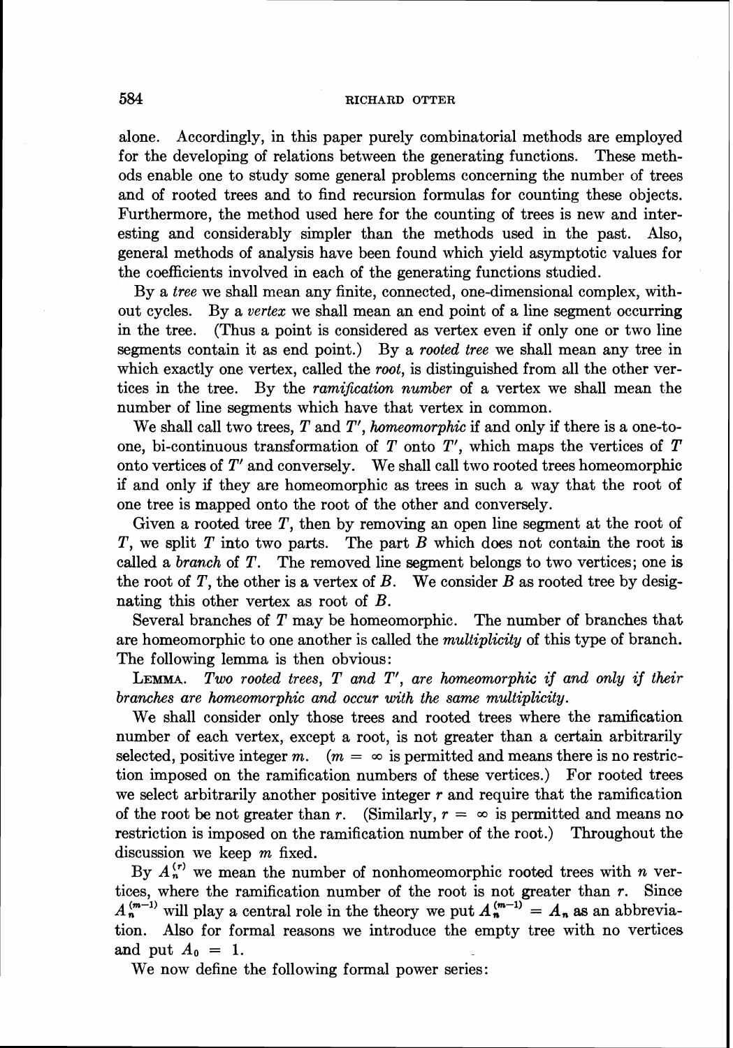alone. Accordingly, in this paper purely combinatorial methods are employed for the developing of relations between the generating functions. These methods enable one to study some general problems concerning the number of trees and of rooted trees and to find recursion formulas for counting these objects. Furthermore, the method used here for the counting of trees is new and interesting and considerably simpler than the methods used in the past. Also, general methods of analysis have been found which yield asymptotic values for the coefficients involved in each of the generating functions studied.

By a *tree* we shall mean any finite, connected, one-dimensional complex, without cycles. By a *vertex* we shall mean an end point of a line segment occurring in the tree. (Thus a point is considered as vertex even if only one or two line segments contain it as end point.) By a *rooted tree* we shall mean any tree in which exactly one vertex, called the *root*, is distinguished from all the other vertices in the tree. By the *ramification number* of a vertex we shall mean the number of line segments which have that vertex in common.

We shall call two trees, $T$ and $T'$, *homeomorphic* if and only if there is a one-to-one, bi-continuous transformation of $T$ onto $T'$, which maps the vertices of $T$ onto vertices of $T'$ and conversely. We shall call two rooted trees homeomorphic if and only if they are homeomorphic as trees in such a way that the root of one tree is mapped onto the root of the other and conversely.

Given a rooted tree $T$, then by removing an open line segment at the root of $T$, we split $T$ into two parts. The part $B$ which does not contain the root is called a *branch* of $T$. The removed line segment belongs to two vertices; one is the root of $T$, the other is a vertex of $B$. We consider $B$ as rooted tree by designating this other vertex as root of $B$.

Several branches of $T$ may be homeomorphic. The number of branches that are homeomorphic to one another is called the *multiplicity* of this type of branch. The following lemma is then obvious:

LEMMA. *Two rooted trees, $T$ and $T'$, are homeomorphic if and only if their branches are homeomorphic and occur with the same multiplicity.*

We shall consider only those trees and rooted trees where the ramification number of each vertex, except a root, is not greater than a certain arbitrarily selected, positive integer $m$. ($m = \infty$ is permitted and means there is no restriction imposed on the ramification numbers of these vertices.) For rooted trees we select arbitrarily another positive integer $r$ and require that the ramification of the root be not greater than $r$. (Similarly, $r = \infty$ is permitted and means no restriction is imposed on the ramification number of the root.) Throughout the discussion we keep $m$ fixed.

By $A_n^{(r)}$ we mean the number of nonhomeomorphic rooted trees with $n$ vertices, where the ramification number of the root is not greater than $r$. Since $A_n^{(m-1)}$ will play a central role in the theory we put $A_n^{(m-1)} = A_n$ as an abbreviation. Also for formal reasons we introduce the empty tree with no vertices and put $A_0 = 1$.

We now define the following formal power series: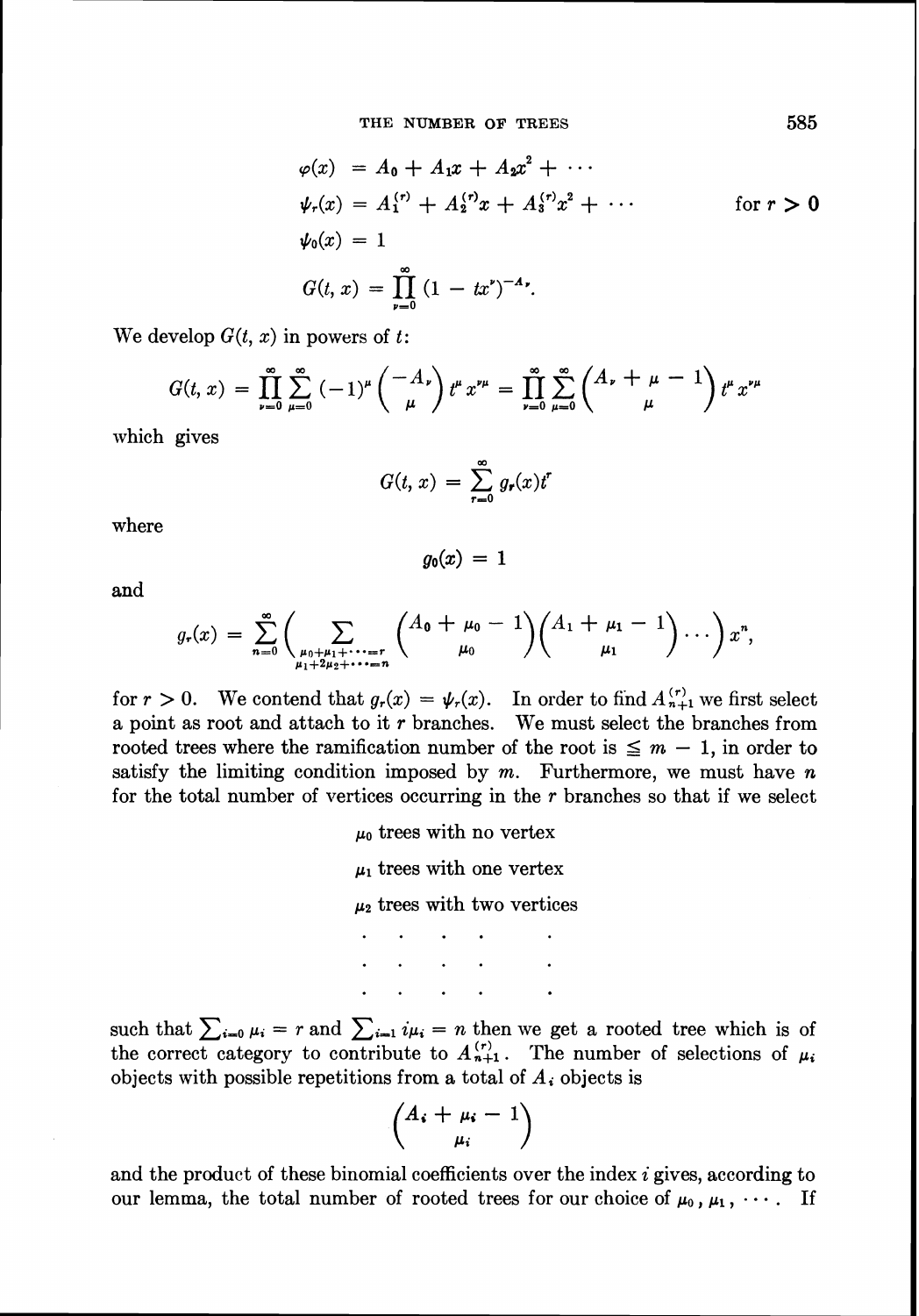$$
\begin{aligned}
\varphi(x) &= A_0 + A_1 x + A_2 x^2 + \cdots \\
\psi_r(x) &= A_1^{(r)} + A_2^{(r)} x + A_3^{(r)} x^2 + \cdots \qquad \text{for } r > 0 \\
\psi_0(x) &= 1 \\
G(t, x) &= \prod_{\nu=0}^{\infty} (1 - tx^\nu)^{-A_\nu}.
\end{aligned}
$$

We develop $G(t, x)$ in powers of $t$:

$$
G(t, x) = \prod_{\nu=0}^{\infty} \sum_{\mu=0}^{\infty} (-1)^\mu \binom{-A_\nu}{\mu} t^\mu x^{\nu\mu} = \prod_{\nu=0}^{\infty} \sum_{\mu=0}^{\infty} \binom{A_\nu + \mu - 1}{\mu} t^\mu x^{\nu\mu}
$$

which gives

$$
G(t, x) = \sum_{r=0}^{\infty} g_r(x) t^r
$$

where

$$
g_0(x) = 1
$$

and

$$
g_r(x) = \sum_{n=0}^{\infty} \left( \sum_{\substack{\mu_0 + \mu_1 + \cdots = r \\ \mu_1 + 2\mu_2 + \cdots = n}} \binom{A_0 + \mu_0 - 1}{\mu_0} \binom{A_1 + \mu_1 - 1}{\mu_1} \cdots \right) x^n,
$$

for $r > 0$. We contend that $g_r(x) = \psi_r(x)$. In order to find $A_{n+1}^{(r)}$ we first select a point as root and attach to it $r$ branches. We must select the branches from rooted trees where the ramification number of the root is $\leqq m - 1$, in order to satisfy the limiting condition imposed by $m$. Furthermore, we must have $n$ for the total number of vertices occurring in the $r$ branches so that if we select

$\mu_0$ trees with no vertex

$\mu_1$ trees with one vertex

$\mu_2$ trees with two vertices

$\cdot \quad \cdot \quad \cdot \quad \cdot \quad \cdot$

$\cdot \quad \cdot \quad \cdot \quad \cdot \quad \cdot$

$\cdot \quad \cdot \quad \cdot \quad \cdot \quad \cdot$

such that $\sum_{i=0} \mu_i = r$ and $\sum_{i=1} i\mu_i = n$ then we get a rooted tree which is of the correct category to contribute to $A_{n+1}^{(r)}$. The number of selections of $\mu_i$ objects with possible repetitions from a total of $A_i$ objects is

$$
\binom{A_i + \mu_i - 1}{\mu_i}
$$

and the product of these binomial coefficients over the index $i$ gives, according to our lemma, the total number of rooted trees for our choice of $\mu_0, \mu_1, \cdots$. If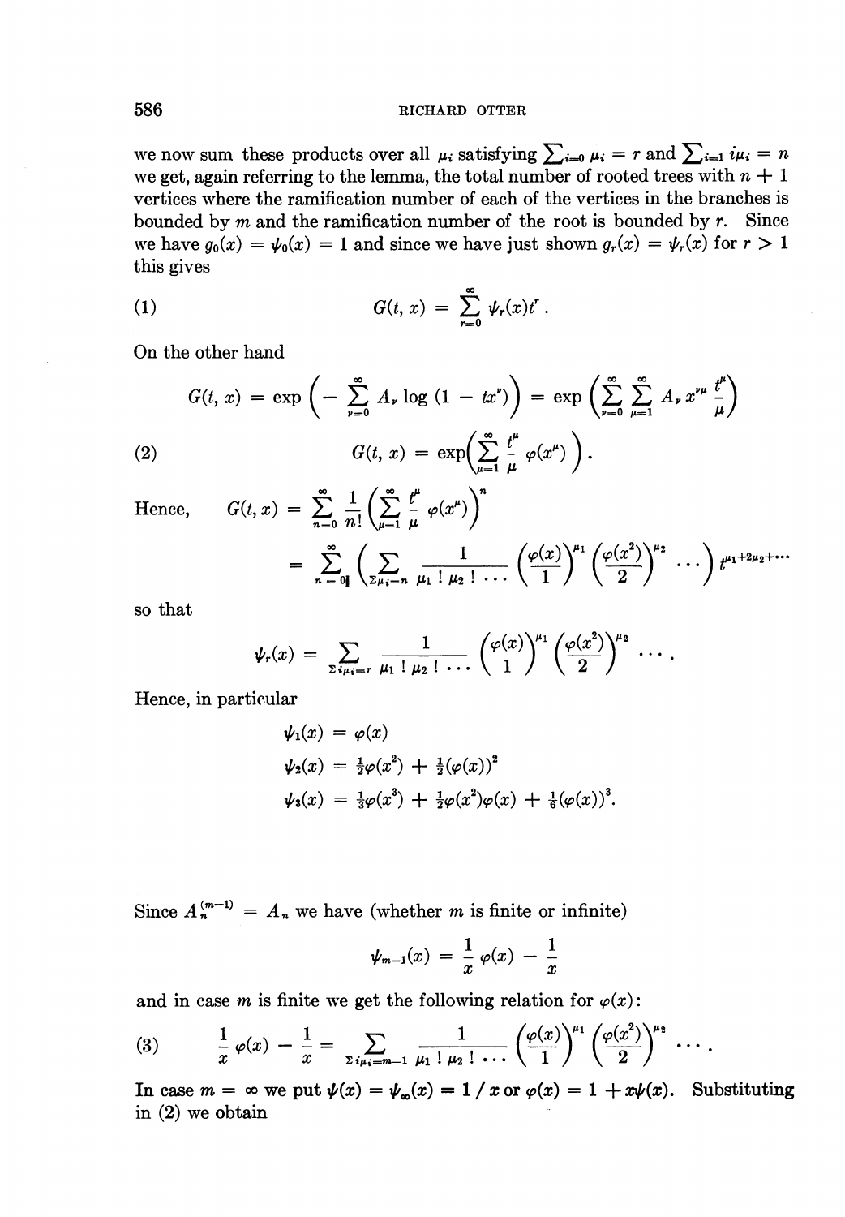we now sum these products over all $\mu_i$ satisfying $\sum_{i=0} \mu_i = r$ and $\sum_{i=1} i\mu_i = n$ we get, again referring to the lemma, the total number of rooted trees with $n + 1$ vertices where the ramification number of each of the vertices in the branches is bounded by $m$ and the ramification number of the root is bounded by $r$. Since we have $g_0(x) = \psi_0(x) = 1$ and since we have just shown $g_r(x) = \psi_r(x)$ for $r > 1$ this gives

$$G(t, x) = \sum_{r=0}^{\infty} \psi_r(x) t^r. \tag{1}$$

On the other hand

$$G(t, x) = \exp\left(-\sum_{\nu=0}^{\infty} A_\nu \log(1 - tx^\nu)\right) = \exp\left(\sum_{\nu=0}^{\infty}\sum_{\mu=1}^{\infty} A_\nu x^{\nu\mu} \frac{t^\mu}{\mu}\right)$$

$$G(t, x) = \exp\left(\sum_{\mu=1}^{\infty} \frac{t^\mu}{\mu} \varphi(x^\mu)\right). \tag{2}$$

Hence,
$$G(t, x) = \sum_{n=0}^{\infty} \frac{1}{n!}\left(\sum_{\mu=1}^{\infty} \frac{t^\mu}{\mu} \varphi(x^\mu)\right)^n$$

$$= \sum_{n=0}^{\infty}\left(\sum_{\Sigma\mu_i = n} \frac{1}{\mu_1 ! \, \mu_2 ! \cdots} \left(\frac{\varphi(x)}{1}\right)^{\mu_1} \left(\frac{\varphi(x^2)}{2}\right)^{\mu_2} \cdots\right) t^{\mu_1 + 2\mu_2 + \cdots}$$

so that

$$\psi_r(x) = \sum_{\Sigma i\mu_i = r} \frac{1}{\mu_1 ! \, \mu_2 ! \cdots} \left(\frac{\varphi(x)}{1}\right)^{\mu_1} \left(\frac{\varphi(x^2)}{2}\right)^{\mu_2} \cdots.$$

Hence, in particular

$$\psi_1(x) = \varphi(x)$$
$$\psi_2(x) = \tfrac{1}{2}\varphi(x^2) + \tfrac{1}{2}(\varphi(x))^2$$
$$\psi_3(x) = \tfrac{1}{3}\varphi(x^3) + \tfrac{1}{2}\varphi(x^2)\varphi(x) + \tfrac{1}{6}(\varphi(x))^3.$$

Since $A_n^{(m-1)} = A_n$ we have (whether $m$ is finite or infinite)

$$\psi_{m-1}(x) = \frac{1}{x}\varphi(x) - \frac{1}{x}$$

and in case $m$ is finite we get the following relation for $\varphi(x)$:

$$\frac{1}{x}\varphi(x) - \frac{1}{x} = \sum_{\Sigma i\mu_i = m-1} \frac{1}{\mu_1 ! \, \mu_2 ! \cdots} \left(\frac{\varphi(x)}{1}\right)^{\mu_1} \left(\frac{\varphi(x^2)}{2}\right)^{\mu_2} \cdots. \tag{3}$$

In case $m = \infty$ we put $\psi(x) = \psi_\infty(x) = 1 / x$ or $\varphi(x) = 1 + x\psi(x)$. Substituting in (2) we obtain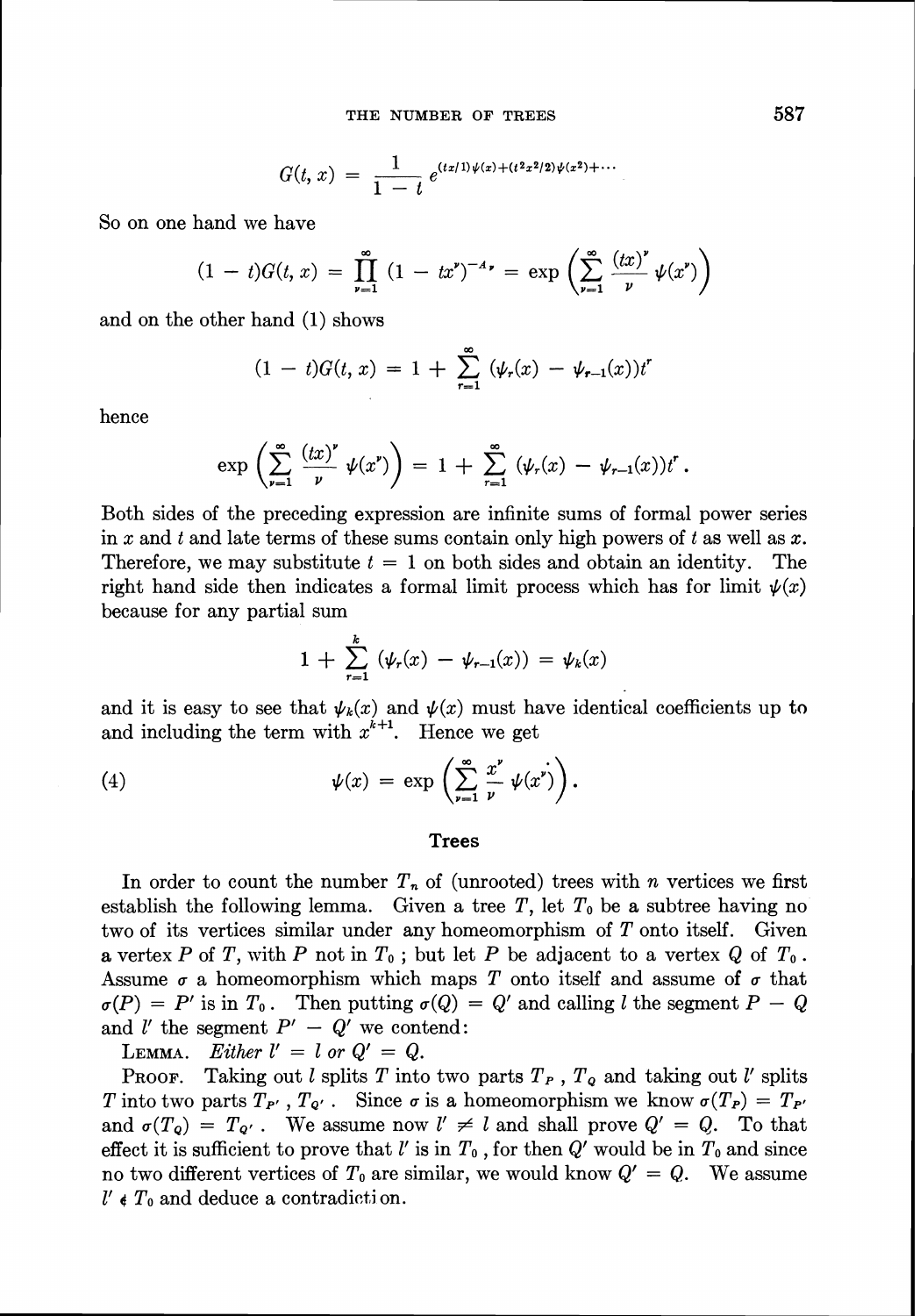$$G(t, x) = \frac{1}{1-t} e^{(tx/1)\psi(x) + (t^2x^2/2)\psi(x^2) + \cdots}$$

So on one hand we have

$$(1 - t)G(t, x) = \prod_{\nu=1}^{\infty} (1 - tx^\nu)^{-A_\nu} = \exp\left(\sum_{\nu=1}^{\infty} \frac{(tx)^\nu}{\nu} \psi(x^\nu)\right)$$

and on the other hand (1) shows

$$(1 - t)G(t, x) = 1 + \sum_{r=1}^{\infty} (\psi_r(x) - \psi_{r-1}(x))t^r$$

hence

$$\exp\left(\sum_{\nu=1}^{\infty} \frac{(tx)^\nu}{\nu} \psi(x^\nu)\right) = 1 + \sum_{r=1}^{\infty} (\psi_r(x) - \psi_{r-1}(x))t^r.$$

Both sides of the preceding expression are infinite sums of formal power series in $x$ and $t$ and late terms of these sums contain only high powers of $t$ as well as $x$. Therefore, we may substitute $t = 1$ on both sides and obtain an identity. The right hand side then indicates a formal limit process which has for limit $\psi(x)$ because for any partial sum

$$1 + \sum_{r=1}^{k} (\psi_r(x) - \psi_{r-1}(x)) = \psi_k(x)$$

and it is easy to see that $\psi_k(x)$ and $\psi(x)$ must have identical coefficients up to and including the term with $x^{k+1}$. Hence we get

$$\psi(x) = \exp\left(\sum_{\nu=1}^{\infty} \frac{x^\nu}{\nu} \psi(x^\nu)\right). \tag{4}$$

## Trees

In order to count the number $T_n$ of (unrooted) trees with $n$ vertices we first establish the following lemma. Given a tree $T$, let $T_0$ be a subtree having no two of its vertices similar under any homeomorphism of $T$ onto itself. Given a vertex $P$ of $T$, with $P$ not in $T_0$; but let $P$ be adjacent to a vertex $Q$ of $T_0$. Assume $\sigma$ a homeomorphism which maps $T$ onto itself and assume of $\sigma$ that $\sigma(P) = P'$ is in $T_0$. Then putting $\sigma(Q) = Q'$ and calling $l$ the segment $P - Q$ and $l'$ the segment $P' - Q'$ we contend:

**Lemma.** *Either $l' = l$ or $Q' = Q$.*

**Proof.** Taking out $l$ splits $T$ into two parts $T_P$, $T_Q$ and taking out $l'$ splits $T$ into two parts $T_{P'}$, $T_{Q'}$. Since $\sigma$ is a homeomorphism we know $\sigma(T_P) = T_{P'}$ and $\sigma(T_Q) = T_{Q'}$. We assume now $l' \neq l$ and shall prove $Q' = Q$. To that effect it is sufficient to prove that $l'$ is in $T_0$, for then $Q'$ would be in $T_0$ and since no two different vertices of $T_0$ are similar, we would know $Q' = Q$. We assume $l' \notin T_0$ and deduce a contradiction.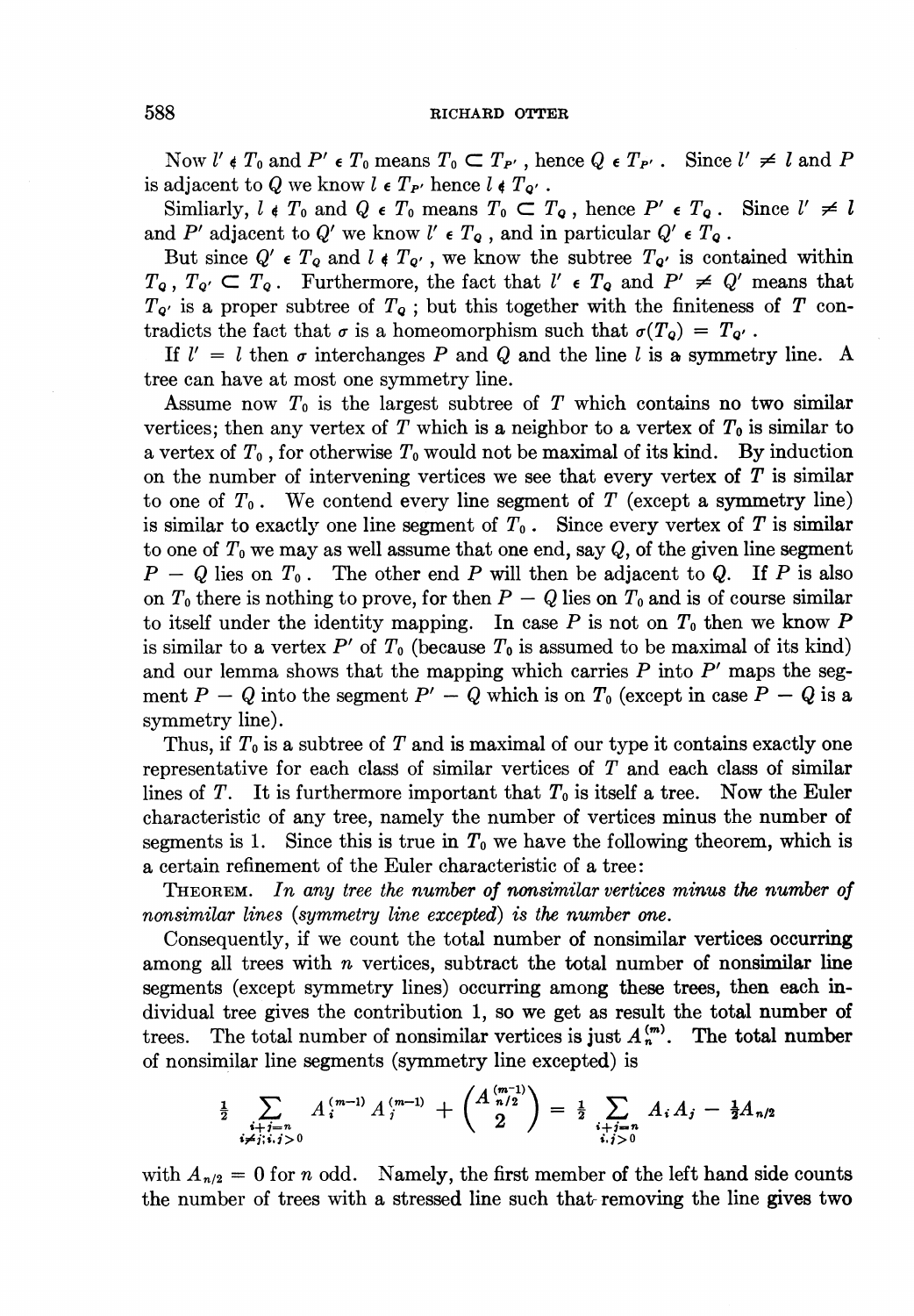Now $l' \notin T_0$ and $P' \in T_0$ means $T_0 \subset T_{P'}$, hence $Q \in T_{P'}$. Since $l' \neq l$ and $P$ is adjacent to $Q$ we know $l \in T_{P'}$ hence $l \notin T_{Q'}$.

Simliarly, $l \notin T_0$ and $Q \in T_0$ means $T_0 \subset T_Q$, hence $P' \in T_Q$. Since $l' \neq l$ and $P'$ adjacent to $Q'$ we know $l' \in T_Q$, and in particular $Q' \in T_Q$.

But since $Q' \in T_Q$ and $l \notin T_{Q'}$, we know the subtree $T_{Q'}$ is contained within $T_Q$, $T_{Q'} \subset T_Q$. Furthermore, the fact that $l' \in T_Q$ and $P' \neq Q'$ means that $T_{Q'}$ is a proper subtree of $T_Q$; but this together with the finiteness of $T$ contradicts the fact that $\sigma$ is a homeomorphism such that $\sigma(T_Q) = T_{Q'}$.

If $l' = l$ then $\sigma$ interchanges $P$ and $Q$ and the line $l$ is a symmetry line. A tree can have at most one symmetry line.

Assume now $T_0$ is the largest subtree of $T$ which contains no two similar vertices; then any vertex of $T$ which is a neighbor to a vertex of $T_0$ is similar to a vertex of $T_0$, for otherwise $T_0$ would not be maximal of its kind. By induction on the number of intervening vertices we see that every vertex of $T$ is similar to one of $T_0$. We contend every line segment of $T$ (except a symmetry line) is similar to exactly one line segment of $T_0$. Since every vertex of $T$ is similar to one of $T_0$ we may as well assume that one end, say $Q$, of the given line segment $P - Q$ lies on $T_0$. The other end $P$ will then be adjacent to $Q$. If $P$ is also on $T_0$ there is nothing to prove, for then $P - Q$ lies on $T_0$ and is of course similar to itself under the identity mapping. In case $P$ is not on $T_0$ then we know $P$ is similar to a vertex $P'$ of $T_0$ (because $T_0$ is assumed to be maximal of its kind) and our lemma shows that the mapping which carries $P$ into $P'$ maps the segment $P - Q$ into the segment $P' - Q$ which is on $T_0$ (except in case $P - Q$ is a symmetry line).

Thus, if $T_0$ is a subtree of $T$ and is maximal of our type it contains exactly one representative for each class of similar vertices of $T$ and each class of similar lines of $T$. It is furthermore important that $T_0$ is itself a tree. Now the Euler characteristic of any tree, namely the number of vertices minus the number of segments is 1. Since this is true in $T_0$ we have the following theorem, which is a certain refinement of the Euler characteristic of a tree:

THEOREM. *In any tree the number of nonsimilar vertices minus the number of nonsimilar lines (symmetry line excepted) is the number one.*

Consequently, if we count the total number of nonsimilar vertices occurring among all trees with $n$ vertices, subtract the total number of nonsimilar line segments (except symmetry lines) occurring among these trees, then each individual tree gives the contribution 1, so we get as result the total number of trees. The total number of nonsimilar vertices is just $A_n^{(m)}$. The total number of nonsimilar line segments (symmetry line excepted) is

$$\frac{1}{2} \sum_{\substack{i+j=n \\ i \neq j; i,j>0}} A_i^{(m-1)} A_j^{(m-1)} + \binom{A_{n/2}^{(m-1)}}{2} = \frac{1}{2} \sum_{\substack{i+j=n \\ i,j>0}} A_i A_j - \frac{1}{2} A_{n/2}$$

with $A_{n/2} = 0$ for $n$ odd. Namely, the first member of the left hand side counts the number of trees with a stressed line such that removing the line gives two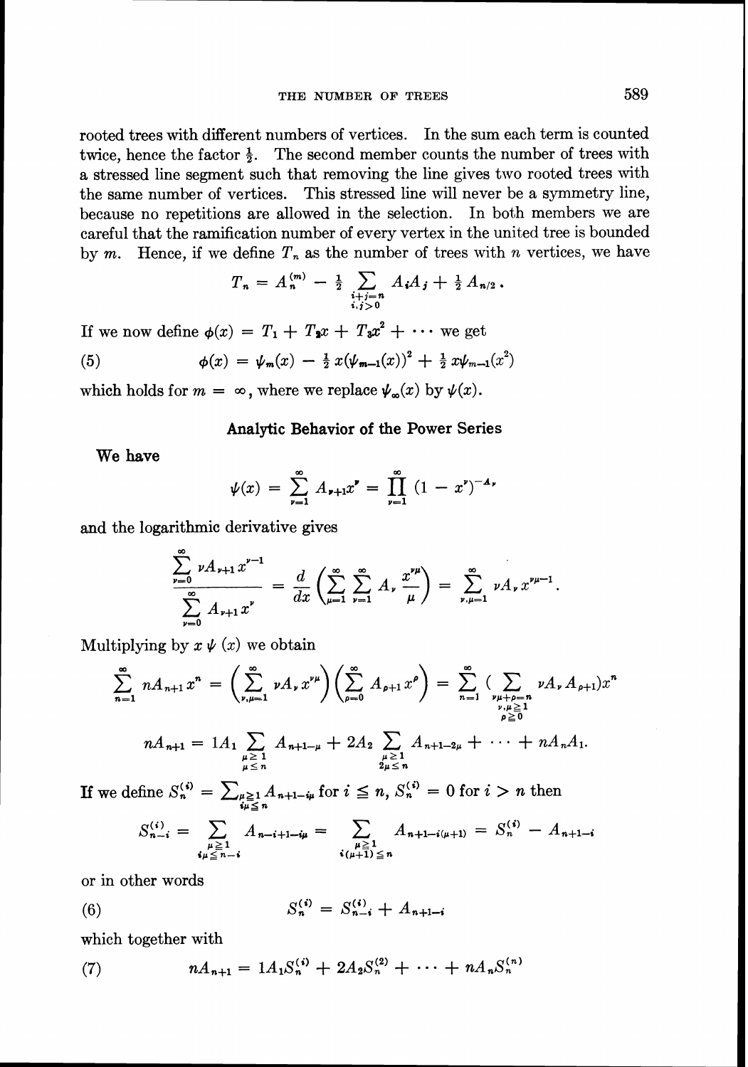rooted trees with different numbers of vertices. In the sum each term is counted twice, hence the factor $\frac{1}{2}$. The second member counts the number of trees with a stressed line segment such that removing the line gives two rooted trees with the same number of vertices. This stressed line will never be a symmetry line, because no repetitions are allowed in the selection. In both members we are careful that the ramification number of every vertex in the united tree is bounded by $m$. Hence, if we define $T_n$ as the number of trees with $n$ vertices, we have

$$T_n = A_n^{(m)} - \frac{1}{2} \sum_{\substack{i+j=n \\ i,j>0}} A_i A_j + \frac{1}{2} A_{n/2}\,.$$

If we now define $\phi(x) = T_1 + T_2 x + T_3 x^2 + \cdots$ we get

$$\phi(x) = \psi_m(x) - \tfrac{1}{2}\, x(\psi_{m-1}(x))^2 + \tfrac{1}{2}\, x\psi_{m-1}(x^2) \tag{5}$$

which holds for $m = \infty$, where we replace $\psi_\infty(x)$ by $\psi(x)$.

## Analytic Behavior of the Power Series

**We have**

$$\psi(x) = \sum_{\nu=1}^{\infty} A_{\nu+1} x^\nu = \prod_{\nu=1}^{\infty} (1 - x^\nu)^{-A_\nu}$$

and the logarithmic derivative gives

$$\frac{\sum_{\nu=0}^{\infty} \nu A_{\nu+1} x^{\nu-1}}{\sum_{\nu=0}^{\infty} A_{\nu+1} x^\nu} = \frac{d}{dx}\left( \sum_{\mu=1}^{\infty} \sum_{\nu=1}^{\infty} A_\nu \frac{x^{\nu\mu}}{\mu} \right) = \sum_{\nu,\mu=1}^{\infty} \nu A_\nu x^{\nu\mu-1}.$$

Multiplying by $x\,\psi\,(x)$ we obtain

$$\sum_{n=1}^{\infty} n A_{n+1} x^n = \left( \sum_{\nu,\mu=1}^{\infty} \nu A_\nu x^{\nu\mu} \right)\left( \sum_{\rho=0}^{\infty} A_{\rho+1} x^\rho \right) = \sum_{n=1}^{\infty} \Big( \sum_{\substack{\nu\mu+\rho=n \\ \nu,\mu\geq 1 \\ \rho \geq 0}} \nu A_\nu A_{\rho+1} \Big) x^n$$

$$n A_{n+1} = 1 A_1 \sum_{\substack{\mu \geq 1 \\ \mu \leq n}} A_{n+1-\mu} + 2A_2 \sum_{\substack{\mu \geq 1 \\ 2\mu \leq n}} A_{n+1-2\mu} + \cdots + n A_n A_1.$$

If we define $S_n^{(i)} = \sum_{\substack{\mu \geq 1 \\ i\mu \leq n}} A_{n+1-i\mu}$ for $i \leq n$, $S_n^{(i)} = 0$ for $i > n$ then

$$S_{n-i}^{(i)} = \sum_{\substack{\mu \geq 1 \\ i\mu \leq n-i}} A_{n-i+1-i\mu} = \sum_{\substack{\mu \geq 1 \\ i(\mu+1) \leq n}} A_{n+1-i(\mu+1)} = S_n^{(i)} - A_{n+1-i}$$

or in other words

$$S_n^{(i)} = S_{n-i}^{(i)} + A_{n+1-i} \tag{6}$$

which together with

$$n A_{n+1} = 1 A_1 S_n^{(1)} + 2 A_2 S_n^{(2)} + \cdots + n A_n S_n^{(n)} \tag{7}$$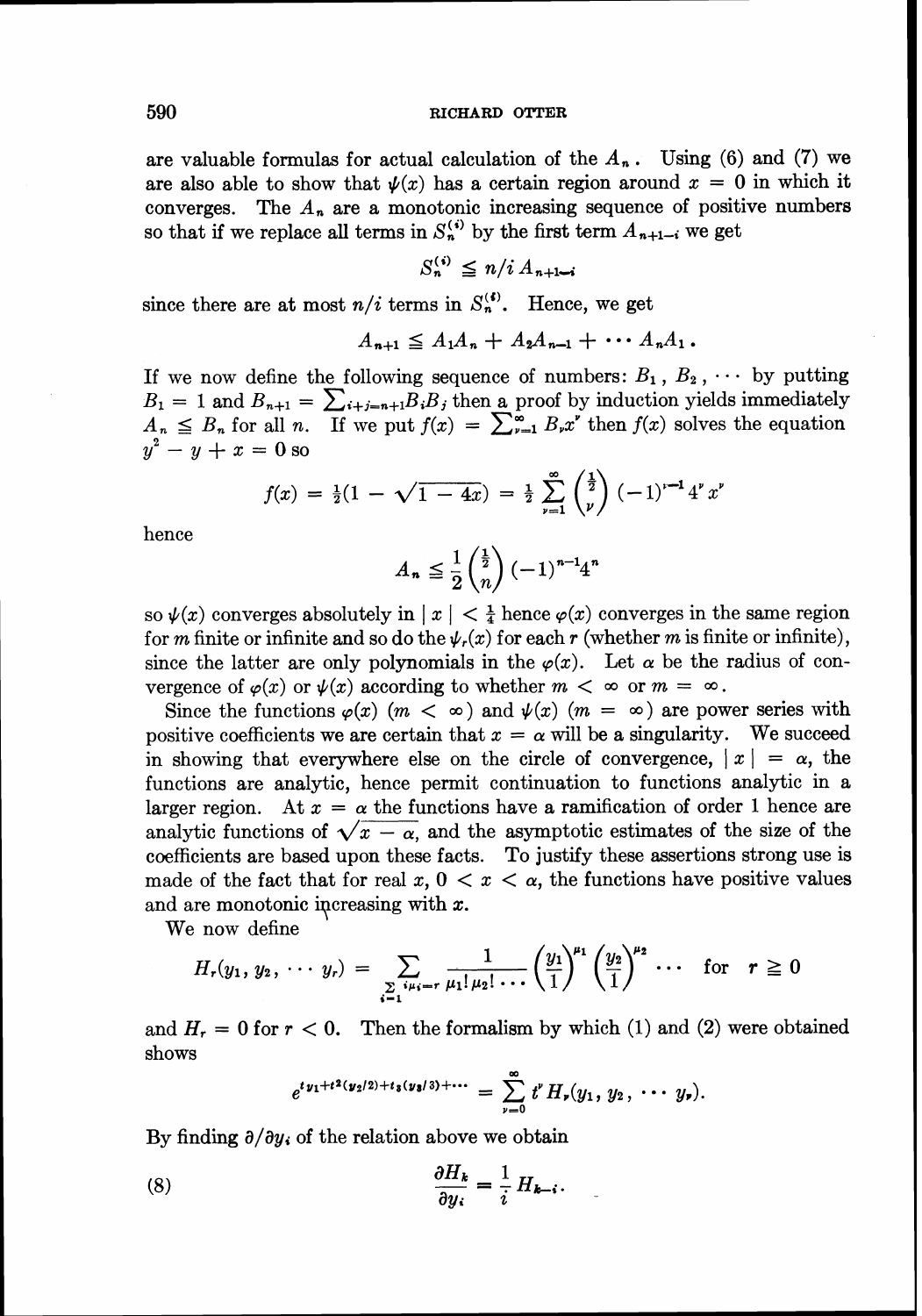are valuable formulas for actual calculation of the $A_n$. Using (6) and (7) we are also able to show that $\psi(x)$ has a certain region around $x = 0$ in which it converges. The $A_n$ are a monotonic increasing sequence of positive numbers so that if we replace all terms in $S_n^{(i)}$ by the first term $A_{n+1-i}$ we get

$$S_n^{(i)} \leqq n/i \, A_{n+1-i}$$

since there are at most $n/i$ terms in $S_n^{(i)}$. Hence, we get

$$A_{n+1} \leqq A_1 A_n + A_2 A_{n-1} + \cdots A_n A_1 .$$

If we now define the following sequence of numbers: $B_1, B_2, \cdots$ by putting $B_1 = 1$ and $B_{n+1} = \sum_{i+j=n+1} B_i B_j$ then a proof by induction yields immediately $A_n \leqq B_n$ for all $n$. If we put $f(x) = \sum_{\nu=1}^{\infty} B_\nu x^\nu$ then $f(x)$ solves the equation $y^2 - y + x = 0$ so

$$f(x) = \tfrac{1}{2}(1 - \sqrt{1 - 4x}) = \tfrac{1}{2} \sum_{\nu=1}^{\infty} \binom{\frac{1}{2}}{\nu} (-1)^{\nu-1} 4^\nu x^\nu$$

hence

$$A_n \leqq \frac{1}{2} \binom{\frac{1}{2}}{n} (-1)^{n-1} 4^n$$

so $\psi(x)$ converges absolutely in $|x| < \frac{1}{4}$ hence $\varphi(x)$ converges in the same region for $m$ finite or infinite and so do the $\psi_r(x)$ for each $r$ (whether $m$ is finite or infinite), since the latter are only polynomials in the $\varphi(x)$. Let $\alpha$ be the radius of convergence of $\varphi(x)$ or $\psi(x)$ according to whether $m < \infty$ or $m = \infty$.

Since the functions $\varphi(x)$ $(m < \infty)$ and $\psi(x)$ $(m = \infty)$ are power series with positive coefficients we are certain that $x = \alpha$ will be a singularity. We succeed in showing that everywhere else on the circle of convergence, $|x| = \alpha$, the functions are analytic, hence permit continuation to functions analytic in a larger region. At $x = \alpha$ the functions have a ramification of order 1 hence are analytic functions of $\sqrt{x - \alpha}$, and the asymptotic estimates of the size of the coefficients are based upon these facts. To justify these assertions strong use is made of the fact that for real $x$, $0 < x < \alpha$, the functions have positive values and are monotonic increasing with $x$.

We now define

$$H_r(y_1, y_2, \cdots y_r) = \sum_{\sum_{i=1} i\mu_i = r} \frac{1}{\mu_1! \mu_2! \cdots} \left(\frac{y_1}{1}\right)^{\mu_1} \left(\frac{y_2}{1}\right)^{\mu_2} \cdots \quad \text{for} \quad r \geqq 0$$

and $H_r = 0$ for $r < 0$. Then the formalism by which (1) and (2) were obtained shows

$$e^{t y_1 + t^2 (y_2/2) + t_3 (y_3/3) + \cdots} = \sum_{\nu=0}^{\infty} t^\nu H_\nu(y_1, y_2, \cdots y_\nu).$$

By finding $\partial/\partial y_i$ of the relation above we obtain

$$\frac{\partial H_k}{\partial y_i} = \frac{1}{i} H_{k-i}. \tag{8}$$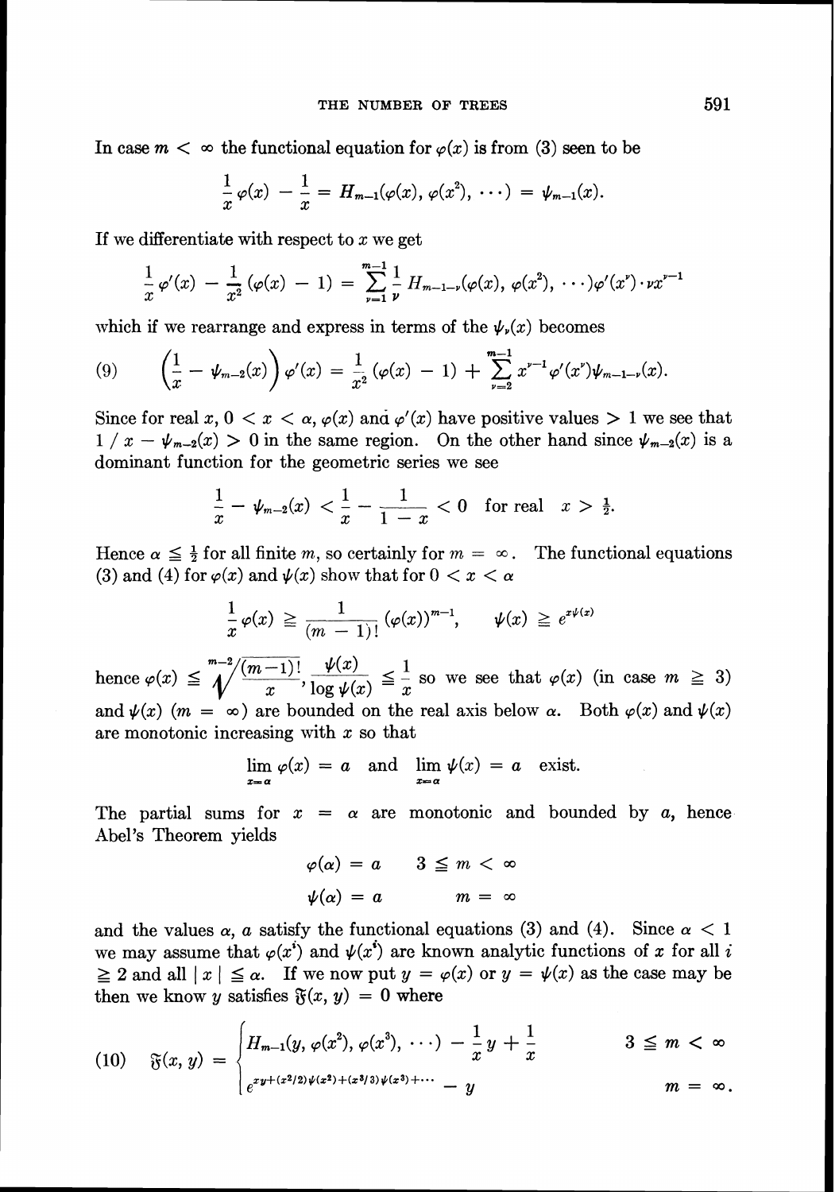In case $m < \infty$ the functional equation for $\varphi(x)$ is from (3) seen to be

$$\frac{1}{x}\varphi(x) - \frac{1}{x} = H_{m-1}(\varphi(x), \varphi(x^2), \cdots) = \psi_{m-1}(x).$$

If we differentiate with respect to $x$ we get

$$\frac{1}{x}\varphi'(x) - \frac{1}{x^2}(\varphi(x) - 1) = \sum_{\nu=1}^{m-1} \frac{1}{\nu} H_{m-1-\nu}(\varphi(x), \varphi(x^2), \cdots)\varphi'(x^\nu)\cdot \nu x^{\nu-1}$$

which if we rearrange and express in terms of the $\psi_\nu(x)$ becomes

$$(9) \qquad \left(\frac{1}{x} - \psi_{m-2}(x)\right)\varphi'(x) = \frac{1}{x^2}(\varphi(x) - 1) + \sum_{\nu=2}^{m-1} x^{\nu-1}\varphi'(x^\nu)\psi_{m-1-\nu}(x).$$

Since for real $x$, $0 < x < \alpha$, $\varphi(x)$ and $\varphi'(x)$ have positive values $> 1$ we see that $1 / x - \psi_{m-2}(x) > 0$ in the same region. On the other hand since $\psi_{m-2}(x)$ is a dominant function for the geometric series we see

$$\frac{1}{x} - \psi_{m-2}(x) < \frac{1}{x} - \frac{1}{1-x} < 0 \quad \text{for real} \quad x > \tfrac{1}{2}.$$

Hence $\alpha \leqq \frac{1}{2}$ for all finite $m$, so certainly for $m = \infty$. The functional equations (3) and (4) for $\varphi(x)$ and $\psi(x)$ show that for $0 < x < \alpha$

$$\frac{1}{x}\varphi(x) \geqq \frac{1}{(m-1)!}(\varphi(x))^{m-1}, \qquad \psi(x) \geqq e^{x\psi(x)}$$

hence $\varphi(x) \leqq \sqrt[m-2]{\dfrac{(m-1)!}{x}}$, $\dfrac{\psi(x)}{\log \psi(x)} \leqq \dfrac{1}{x}$ so we see that $\varphi(x)$ (in case $m \geqq 3$) and $\psi(x)$ $(m = \infty)$ are bounded on the real axis below $\alpha$. Both $\varphi(x)$ and $\psi(x)$ are monotonic increasing with $x$ so that

$$\lim_{x=\alpha} \varphi(x) = a \quad \text{and} \quad \lim_{x=\alpha} \psi(x) = a \quad \text{exist.}$$

The partial sums for $x = \alpha$ are monotonic and bounded by $a$, hence Abel's Theorem yields

$$\varphi(\alpha) = a \qquad 3 \leqq m < \infty$$
$$\psi(\alpha) = a \qquad m = \infty$$

and the values $\alpha$, $a$ satisfy the functional equations (3) and (4). Since $\alpha < 1$ we may assume that $\varphi(x^i)$ and $\psi(x^i)$ are known analytic functions of $x$ for all $i \geqq 2$ and all $|x| \leqq \alpha$. If we now put $y = \varphi(x)$ or $y = \psi(x)$ as the case may be then we know $y$ satisfies $\mathfrak{F}(x, y) = 0$ where

$$(10) \quad \mathfrak{F}(x, y) = \begin{cases} H_{m-1}(y, \varphi(x^2), \varphi(x^3), \cdots) - \dfrac{1}{x}y + \dfrac{1}{x} & 3 \leqq m < \infty \\ e^{xy + (x^2/2)\psi(x^2) + (x^3/3)\psi(x^3) + \cdots} - y & m = \infty. \end{cases}$$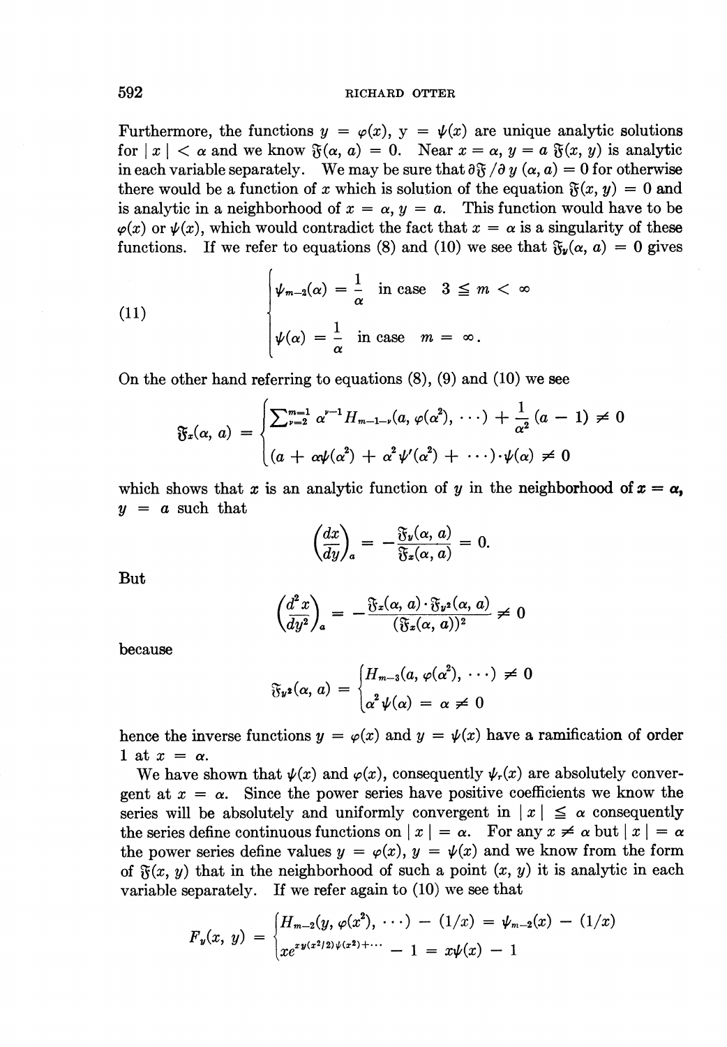Furthermore, the functions $y = \varphi(x)$, $y = \psi(x)$ are unique analytic solutions for $|x| < \alpha$ and we know $\mathfrak{F}(\alpha, a) = 0$. Near $x = \alpha$, $y = a$ $\mathfrak{F}(x, y)$ is analytic in each variable separately. We may be sure that $\partial \mathfrak{F} / \partial y \, (\alpha, a) = 0$ for otherwise there would be a function of $x$ which is solution of the equation $\mathfrak{F}(x, y) = 0$ and is analytic in a neighborhood of $x = \alpha$, $y = a$. This function would have to be $\varphi(x)$ or $\psi(x)$, which would contradict the fact that $x = \alpha$ is a singularity of these functions. If we refer to equations (8) and (10) we see that $\mathfrak{F}_y(\alpha, a) = 0$ gives

$$
(11) \qquad \begin{cases} \psi_{m-2}(\alpha) = \dfrac{1}{\alpha} & \text{in case} \quad 3 \leqq m < \infty \\[2ex] \psi(\alpha) = \dfrac{1}{\alpha} & \text{in case} \quad m = \infty. \end{cases}
$$

On the other hand referring to equations (8), (9) and (10) we see

$$
\mathfrak{F}_x(\alpha, a) = \begin{cases} \sum_{\nu=2}^{m-1} \alpha^{\nu-1} H_{m-1-\nu}(a, \varphi(\alpha^2), \cdots) + \dfrac{1}{\alpha^2}(a - 1) \neq 0 \\[2ex] (a + \alpha\psi(\alpha^2) + \alpha^2 \psi'(\alpha^2) + \cdots) \cdot \psi(\alpha) \neq 0 \end{cases}
$$

which shows that $x$ is an analytic function of $y$ in the neighborhood of $x = \alpha$, $y = a$ such that

$$
\left(\frac{dx}{dy}\right)_a = -\frac{\mathfrak{F}_y(\alpha, a)}{\mathfrak{F}_x(\alpha, a)} = 0.
$$

But

$$
\left(\frac{d^2 x}{dy^2}\right)_a = -\frac{\mathfrak{F}_x(\alpha, a) \cdot \mathfrak{F}_{y^2}(\alpha, a)}{(\mathfrak{F}_x(\alpha, a))^2} \neq 0
$$

because

$$
\mathfrak{F}_{y^2}(\alpha, a) = \begin{cases} H_{m-3}(a, \varphi(\alpha^2), \cdots) \neq 0 \\[1ex] \alpha^2 \psi(\alpha) = \alpha \neq 0 \end{cases}
$$

hence the inverse functions $y = \varphi(x)$ and $y = \psi(x)$ have a ramification of order 1 at $x = \alpha$.

We have shown that $\psi(x)$ and $\varphi(x)$, consequently $\psi_r(x)$ are absolutely convergent at $x = \alpha$. Since the power series have positive coefficients we know the series will be absolutely and uniformly convergent in $|x| \leqq \alpha$ consequently the series define continuous functions on $|x| = \alpha$. For any $x \neq \alpha$ but $|x| = \alpha$ the power series define values $y = \varphi(x)$, $y = \psi(x)$ and we know from the form of $\mathfrak{F}(x, y)$ that in the neighborhood of such a point $(x, y)$ it is analytic in each variable separately. If we refer again to (10) we see that

$$
F_y(x, y) = \begin{cases} H_{m-2}(y, \varphi(x^2), \cdots) - (1/x) = \psi_{m-2}(x) - (1/x) \\[1ex] x e^{xy(x^2/2)\psi(x^2) + \cdots} - 1 = x\psi(x) - 1 \end{cases}
$$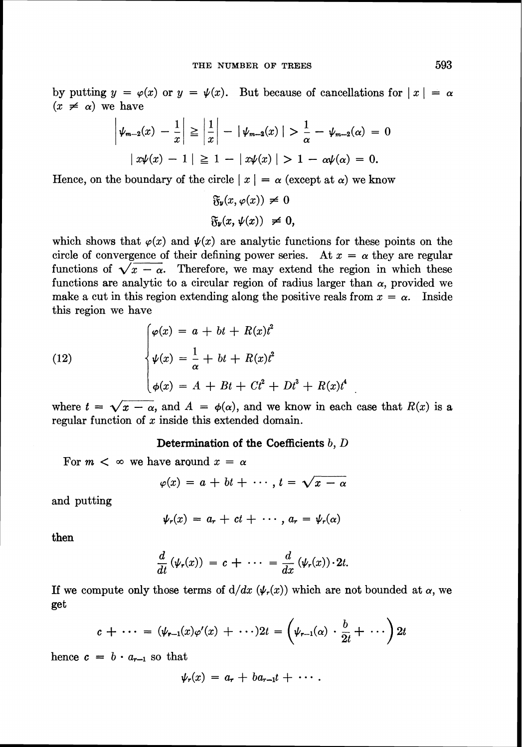by putting $y = \varphi(x)$ or $y = \psi(x)$. But because of cancellations for $|x| = \alpha$ $(x \neq \alpha)$ we have

$$\left| \psi_{m-2}(x) - \frac{1}{x} \right| \geqq \left| \frac{1}{x} \right| - |\psi_{m-2}(x)| > \frac{1}{\alpha} - \psi_{m-2}(\alpha) = 0$$

$$|x\psi(x) - 1| \geqq 1 - |x\psi(x)| > 1 - \alpha\psi(\alpha) = 0.$$

Hence, on the boundary of the circle $|x| = \alpha$ (except at $\alpha$) we know

$$\mathfrak{F}_y(x, \varphi(x)) \neq 0$$

$$\mathfrak{F}_y(x, \psi(x)) \neq 0,$$

which shows that $\varphi(x)$ and $\psi(x)$ are analytic functions for these points on the circle of convergence of their defining power series. At $x = \alpha$ they are regular functions of $\sqrt{x - \alpha}$. Therefore, we may extend the region in which these functions are analytic to a circular region of radius larger than $\alpha$, provided we make a cut in this region extending along the positive reals from $x = \alpha$. Inside this region we have

$$(12) \qquad \begin{cases} \varphi(x) = a + bt + R(x)t^2 \\ \psi(x) = \dfrac{1}{\alpha} + bt + R(x)t^2 \\ \phi(x) = A + Bt + Ct^2 + Dt^3 + R(x)t^4 \end{cases}$$

where $t = \sqrt{x - \alpha}$, and $A = \phi(\alpha)$, and we know in each case that $R(x)$ is a regular function of $x$ inside this extended domain.

### Determination of the Coefficients $b$, $D$

For $m < \infty$ we have around $x = \alpha$

$$\varphi(x) = a + bt + \cdots, t = \sqrt{x - \alpha}$$

and putting

$$\psi_r(x) = a_r + ct + \cdots, a_r = \psi_r(\alpha)$$

then

$$\frac{d}{dt}(\psi_r(x)) = c + \cdots = \frac{d}{dx}(\psi_r(x)) \cdot 2t.$$

If we compute only those terms of $d/dx\,(\psi_r(x))$ which are not bounded at $\alpha$, we get

$$c + \cdots = (\psi_{r-1}(x)\varphi'(x) + \cdots)2t = \left(\psi_{r-1}(\alpha) \cdot \frac{b}{2t} + \cdots\right)2t$$

hence $c = b \cdot a_{r-1}$ so that

$$\psi_r(x) = a_r + ba_{r-1}t + \cdots.$$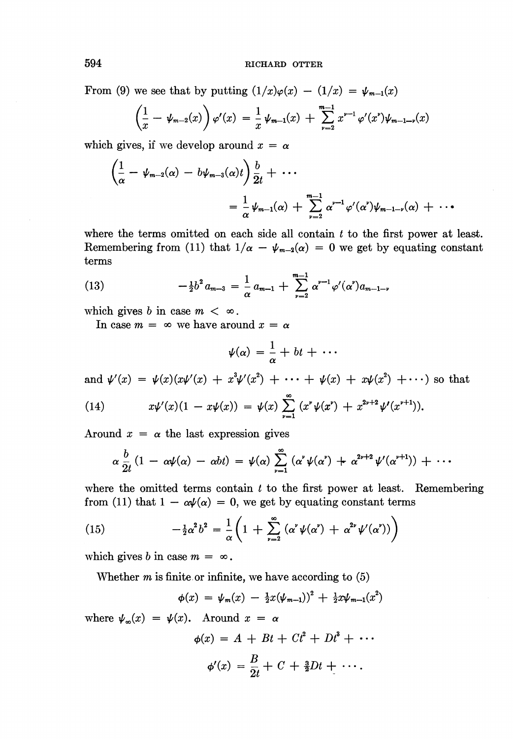From (9) we see that by putting $(1/x)\varphi(x) - (1/x) = \psi_{m-1}(x)$

$$\left(\frac{1}{x} - \psi_{m-2}(x)\right)\varphi'(x) = \frac{1}{x}\psi_{m-1}(x) + \sum_{\nu=2}^{m-1} x^{\nu-1}\varphi'(x^\nu)\psi_{m-1-\nu}(x)$$

which gives, if we develop around $x = \alpha$

$$\left(\frac{1}{\alpha} - \psi_{m-2}(\alpha) - b\psi_{m-3}(\alpha)t\right)\frac{b}{2t} + \cdots$$

$$= \frac{1}{\alpha}\psi_{m-1}(\alpha) + \sum_{\nu=2}^{m-1}\alpha^{\nu-1}\varphi'(\alpha^\nu)\psi_{m-1-\nu}(\alpha) + \cdots$$

where the terms omitted on each side all contain $t$ to the first power at least. Remembering from (11) that $1/\alpha - \psi_{m-2}(\alpha) = 0$ we get by equating constant terms

$$-\tfrac{1}{2}b^2 a_{m-3} = \frac{1}{\alpha}a_{m-1} + \sum_{\nu=2}^{m-1}\alpha^{\nu-1}\varphi'(\alpha^\nu)a_{m-1-\nu} \tag{13}$$

which gives $b$ in case $m < \infty$.

In case $m = \infty$ we have around $x = \alpha$

$$\psi(\alpha) = \frac{1}{\alpha} + bt + \cdots$$

and $\psi'(x) = \psi(x)(x\psi'(x) + x^3\psi'(x^2) + \cdots + \psi(x) + x\psi(x^2) + \cdots)$ so that

$$x\psi'(x)(1 - x\psi(x)) = \psi(x)\sum_{\nu=1}^{\infty}(x^\nu\psi(x^\nu) + x^{2\nu+2}\psi'(x^{\nu+1})). \tag{14}$$

Around $x = \alpha$ the last expression gives

$$\alpha\frac{b}{2t}(1 - \alpha\psi(\alpha) - \alpha bt) = \psi(\alpha)\sum_{\nu=1}^{\infty}(\alpha^\nu\psi(\alpha^\nu) + \alpha^{2\nu+2}\psi'(\alpha^{\nu+1})) + \cdots$$

where the omitted terms contain $t$ to the first power at least. Remembering from (11) that $1 - \alpha\psi(\alpha) = 0$, we get by equating constant terms

$$-\tfrac{1}{2}\alpha^2 b^2 = \frac{1}{\alpha}\left(1 + \sum_{\nu=2}^{\infty}(\alpha^\nu\psi(\alpha^\nu) + \alpha^{2\nu}\psi'(\alpha^\nu))\right) \tag{15}$$

which gives $b$ in case $m = \infty$.

Whether $m$ is finite or infinite, we have according to (5)

$$\phi(x) = \psi_m(x) - \tfrac{1}{2}x(\psi_{m-1}))^2 + \tfrac{1}{2}x\psi_{m-1}(x^2)$$

where $\psi_\infty(x) = \psi(x)$. Around $x = \alpha$

$$\phi(x) = A + Bt + Ct^2 + Dt^3 + \cdots$$

$$\phi'(x) = \frac{B}{2t} + C + \tfrac{3}{2}Dt + \cdots.$$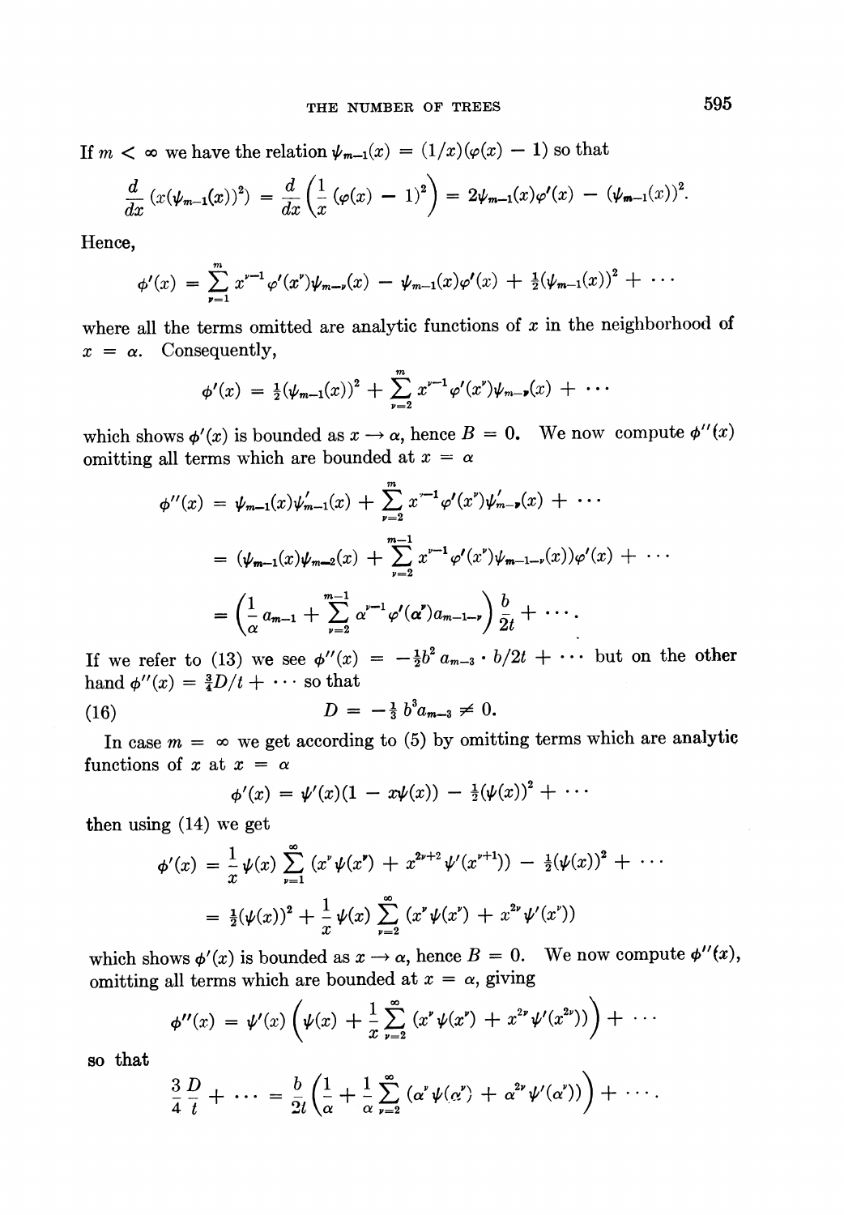If $m < \infty$ we have the relation $\psi_{m-1}(x) = (1/x)(\varphi(x) - 1)$ so that

$$\frac{d}{dx}(x(\psi_{m-1}(x))^2) = \frac{d}{dx}\left(\frac{1}{x}(\varphi(x) - 1)^2\right) = 2\psi_{m-1}(x)\varphi'(x) - (\psi_{m-1}(x))^2.$$

Hence,

$$\phi'(x) = \sum_{\nu=1}^{m} x^{\nu-1}\varphi'(x^\nu)\psi_{m-\nu}(x) - \psi_{m-1}(x)\varphi'(x) + \tfrac{1}{2}(\psi_{m-1}(x))^2 + \cdots$$

where all the terms omitted are analytic functions of $x$ in the neighborhood of $x = \alpha$. Consequently,

$$\phi'(x) = \tfrac{1}{2}(\psi_{m-1}(x))^2 + \sum_{\nu=2}^{m} x^{\nu-1}\varphi'(x^\nu)\psi_{m-\nu}(x) + \cdots$$

which shows $\phi'(x)$ is bounded as $x \to \alpha$, hence $B = 0$. We now compute $\phi''(x)$ omitting all terms which are bounded at $x = \alpha$

$$\begin{aligned}
\phi''(x) &= \psi_{m-1}(x)\psi'_{m-1}(x) + \sum_{\nu=2}^{m} x^{\nu-1}\varphi'(x^\nu)\psi'_{m-\nu}(x) + \cdots \\
&= (\psi_{m-1}(x)\psi_{m-2}(x) + \sum_{\nu=2}^{m-1} x^{\nu-1}\varphi'(x^\nu)\psi_{m-1-\nu}(x))\varphi'(x) + \cdots \\
&= \left(\frac{1}{\alpha}a_{m-1} + \sum_{\nu=2}^{m-1}\alpha^{\nu-1}\varphi'(\alpha^\nu)a_{m-1-\nu}\right)\frac{b}{2t} + \cdots.
\end{aligned}$$

If we refer to (13) we see $\phi''(x) = -\frac{1}{2}b^2 a_{m-3} \cdot b/2t + \cdots$ but on the other hand $\phi''(x) = \frac{3}{4}D/t + \cdots$ so that

$$D = -\tfrac{1}{3}b^3 a_{m-3} \neq 0. \tag{16}$$

In case $m = \infty$ we get according to (5) by omitting terms which are analytic functions of $x$ at $x = \alpha$

$$\phi'(x) = \psi'(x)(1 - x\psi(x)) - \tfrac{1}{2}(\psi(x))^2 + \cdots$$

then using (14) we get

$$\begin{aligned}
\phi'(x) &= \frac{1}{x}\psi(x)\sum_{\nu=1}^{\infty}(x^\nu\psi(x^\nu) + x^{2\nu+2}\psi'(x^{\nu+1})) - \tfrac{1}{2}(\psi(x))^2 + \cdots \\
&= \tfrac{1}{2}(\psi(x))^2 + \frac{1}{x}\psi(x)\sum_{\nu=2}^{\infty}(x^\nu\psi(x^\nu) + x^{2\nu}\psi'(x^\nu))
\end{aligned}$$

which shows $\phi'(x)$ is bounded as $x \to \alpha$, hence $B = 0$. We now compute $\phi''(x)$, omitting all terms which are bounded at $x = \alpha$, giving

$$\phi''(x) = \psi'(x)\left(\psi(x) + \frac{1}{x}\sum_{\nu=2}^{\infty}(x^\nu\psi(x^\nu) + x^{2\nu}\psi'(x^{2\nu}))\right) + \cdots$$

so that

$$\frac{3}{4}\frac{D}{t} + \cdots = \frac{b}{2t}\left(\frac{1}{\alpha} + \frac{1}{\alpha}\sum_{\nu=2}^{\infty}(\alpha^\nu\psi(\alpha^\nu) + \alpha^{2\nu}\psi'(\alpha^\nu))\right) + \cdots.$$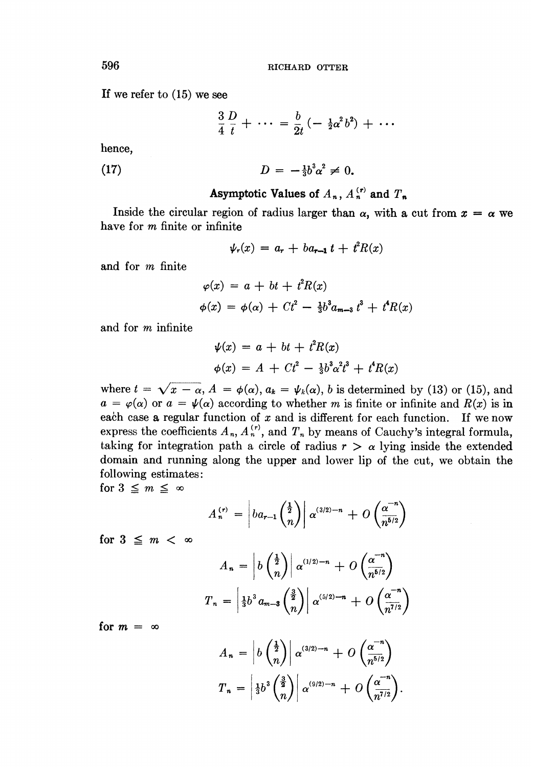If we refer to (15) we see

$$\frac{3}{4}\frac{D}{t} + \cdots = \frac{b}{2t}\left(-\tfrac{1}{2}\alpha^2 b^2\right) + \cdots$$

hence,

$$D = -\tfrac{1}{3}b^3\alpha^2 \neq 0. \tag{17}$$

## Asymptotic Values of $A_n$, $A_n^{(r)}$ and $T_n$

Inside the circular region of radius larger than $\alpha$, with a cut from $x = \alpha$ we have for $m$ finite or infinite

$$\psi_r(x) = a_r + ba_{r-1}\, t + t^2 R(x)$$

and for $m$ finite

$$\varphi(x) = a + bt + t^2 R(x)$$

$$\phi(x) = \phi(\alpha) + Ct^2 - \tfrac{1}{3}b^3 a_{m-3}\, t^3 + t^4 R(x)$$

and for $m$ infinite

$$\psi(x) = a + bt + t^2 R(x)$$

$$\phi(x) = A + Ct^2 - \tfrac{1}{3}b^3\alpha^2 t^3 + t^4 R(x)$$

where $t = \sqrt{x - \alpha}$, $A = \phi(\alpha)$, $a_k = \psi_k(\alpha)$, $b$ is determined by (13) or (15), and $a = \varphi(\alpha)$ or $a = \psi(\alpha)$ according to whether $m$ is finite or infinite and $R(x)$ is in each case a regular function of $x$ and is different for each function. If we now express the coefficients $A_n$, $A_n^{(r)}$, and $T_n$ by means of Cauchy's integral formula, taking for integration path a circle of radius $r > \alpha$ lying inside the extended domain and running along the upper and lower lip of the cut, we obtain the following estimates:

for $3 \leqq m \leqq \infty$

$$A_n^{(r)} = \left| ba_{r-1}\binom{\frac{1}{2}}{n} \right| \alpha^{(3/2)-n} + O\left(\frac{\alpha^{-n}}{n^{5/2}}\right)$$

for $3 \leqq m < \infty$

$$A_n = \left| b\binom{\frac{1}{2}}{n} \right| \alpha^{(1/2)-n} + O\left(\frac{\alpha^{-n}}{n^{5/2}}\right)$$

$$T_n = \left| \tfrac{1}{3}b^3 a_{m-3}\binom{\frac{3}{2}}{n} \right| \alpha^{(5/2)-n} + O\left(\frac{\alpha^{-n}}{n^{7/2}}\right)$$

for $m = \infty$

$$A_n = \left| b\binom{\frac{1}{2}}{n} \right| \alpha^{(3/2)-n} + O\left(\frac{\alpha^{-n}}{n^{5/2}}\right)$$

$$T_n = \left| \tfrac{1}{3}b^3\binom{\frac{3}{2}}{n} \right| \alpha^{(9/2)-n} + O\left(\frac{\alpha^{-n}}{n^{7/2}}\right).$$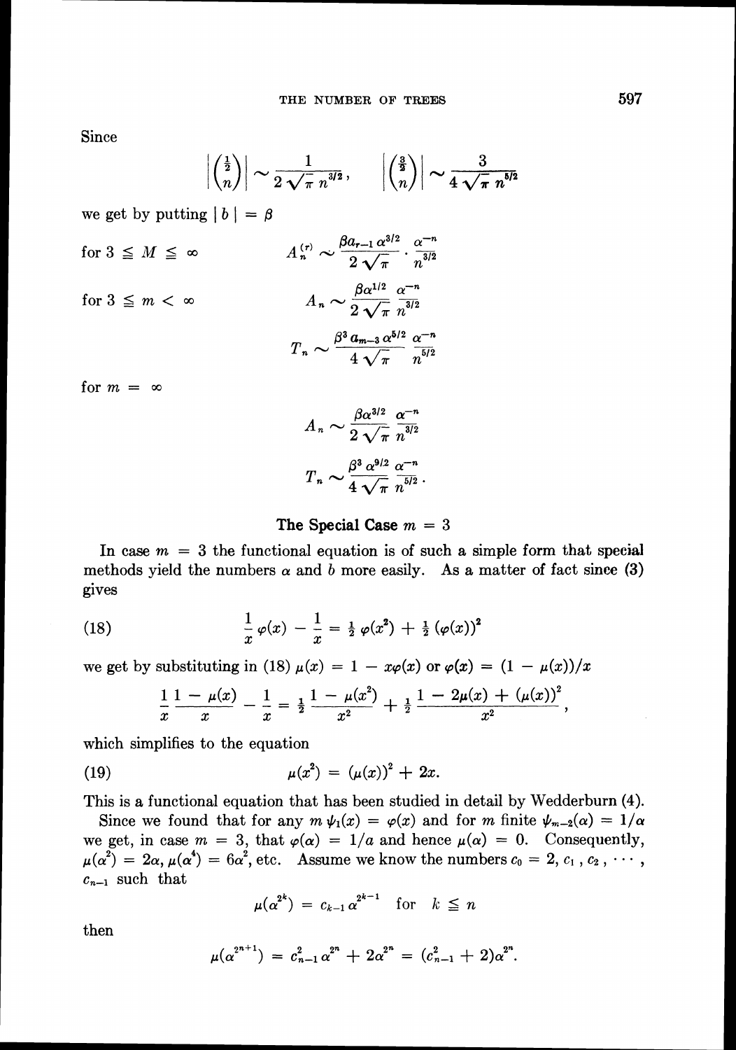Since

$$\left|\binom{\frac{1}{2}}{n}\right| \sim \frac{1}{2\sqrt{\pi}\, n^{3/2}}, \qquad \left|\binom{\frac{3}{2}}{n}\right| \sim \frac{3}{4\sqrt{\pi}\, n^{5/2}}$$

we get by putting $| b | = \beta$

for $3 \leqq M \leqq \infty$

$$A_n^{(r)} \sim \frac{\beta a_{r-1} \alpha^{3/2}}{2\sqrt{\pi}} \cdot \frac{\alpha^{-n}}{n^{3/2}}$$

for $3 \leqq m < \infty$

$$A_n \sim \frac{\beta \alpha^{1/2}}{2\sqrt{\pi}} \frac{\alpha^{-n}}{n^{3/2}}$$

$$T_n \sim \frac{\beta^3 a_{m-3} \alpha^{5/2}}{4\sqrt{\pi}} \frac{\alpha^{-n}}{n^{5/2}}$$

for $m = \infty$

$$A_n \sim \frac{\beta \alpha^{3/2}}{2\sqrt{\pi}} \frac{\alpha^{-n}}{n^{3/2}}$$

$$T_n \sim \frac{\beta^3 \alpha^{9/2}}{4\sqrt{\pi}} \frac{\alpha^{-n}}{n^{5/2}}.$$

## The Special Case $m = 3$

In case $m = 3$ the functional equation is of such a simple form that special methods yield the numbers $\alpha$ and $b$ more easily. As a matter of fact since (3) gives

$$\frac{1}{x}\varphi(x) - \frac{1}{x} = \tfrac{1}{2}\varphi(x^2) + \tfrac{1}{2}(\varphi(x))^2 \tag{18}$$

we get by substituting in (18) $\mu(x) = 1 - x\varphi(x)$ or $\varphi(x) = (1 - \mu(x))/x$

$$\frac{1}{x}\frac{1 - \mu(x)}{x} - \frac{1}{x} = \tfrac{1}{2}\frac{1 - \mu(x^2)}{x^2} + \tfrac{1}{2}\frac{1 - 2\mu(x) + (\mu(x))^2}{x^2},$$

which simplifies to the equation

$$\mu(x^2) = (\mu(x))^2 + 2x. \tag{19}$$

This is a functional equation that has been studied in detail by Wedderburn (4).

Since we found that for any $m$ $\psi_1(x) = \varphi(x)$ and for $m$ finite $\psi_{m-2}(\alpha) = 1/\alpha$ we get, in case $m = 3$, that $\varphi(\alpha) = 1/a$ and hence $\mu(\alpha) = 0$. Consequently, $\mu(\alpha^2) = 2\alpha$, $\mu(\alpha^4) = 6\alpha^2$, etc. Assume we know the numbers $c_0 = 2, c_1, c_2, \cdots, c_{n-1}$ such that

$$\mu(\alpha^{2^k}) = c_{k-1}\alpha^{2^{k-1}} \quad \text{for} \quad k \leqq n$$

then

$$\mu(\alpha^{2^{n+1}}) = c_{n-1}^2 \alpha^{2^n} + 2\alpha^{2^n} = (c_{n-1}^2 + 2)\alpha^{2^n}.$$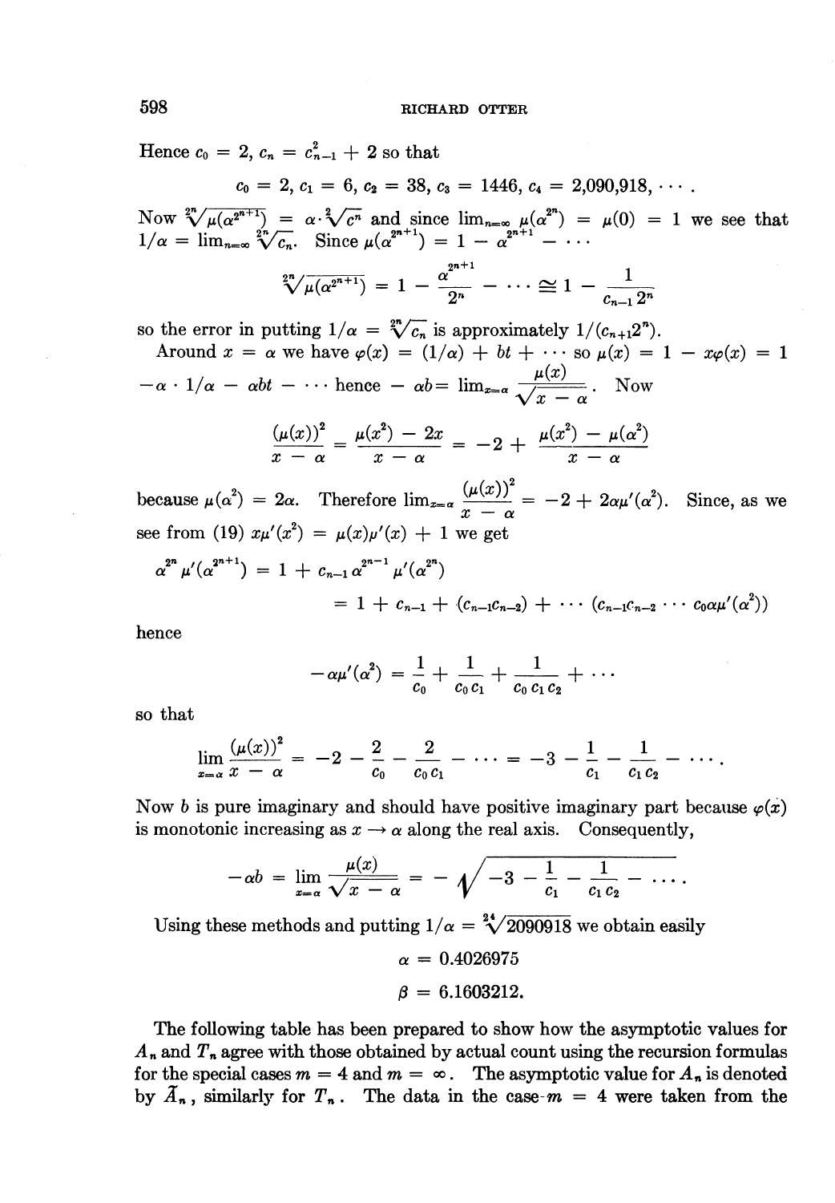Hence $c_0 = 2$, $c_n = c_{n-1}^2 + 2$ so that

$$c_0 = 2, \; c_1 = 6, \; c_2 = 38, \; c_3 = 1446, \; c_4 = 2{,}090{,}918, \cdots .$$

Now $\sqrt[2^n]{\mu(\alpha^{2^{n+1}})} = \alpha \cdot \sqrt[2]{c^n}$ and since $\lim_{n=\infty} \mu(\alpha^{2^n}) = \mu(0) = 1$ we see that $1/\alpha = \lim_{n=\infty} \sqrt[2^n]{c_n}$. Since $\mu(\alpha^{2^{n+1}}) = 1 - \alpha^{2^{n+1}} - \cdots$

$$\sqrt[2^n]{\mu(\alpha^{2^{n+1}})} = 1 - \frac{\alpha^{2^{n+1}}}{2^n} - \cdots \cong 1 - \frac{1}{c_{n-1}\, 2^n}$$

so the error in putting $1/\alpha = \sqrt[2^n]{c_n}$ is approximately $1/(c_{n+1}2^n)$.

Around $x = \alpha$ we have $\varphi(x) = (1/\alpha) + bt + \cdots$ so $\mu(x) = 1 - x\varphi(x) = 1 - \alpha \cdot 1/\alpha - \alpha bt - \cdots$ hence $-\alpha b = \lim_{x=\alpha} \dfrac{\mu(x)}{\sqrt{x - \alpha}}$. Now

$$\frac{(\mu(x))^2}{x - \alpha} = \frac{\mu(x^2) - 2x}{x - \alpha} = -2 + \frac{\mu(x^2) - \mu(\alpha^2)}{x - \alpha}$$

because $\mu(\alpha^2) = 2\alpha$. Therefore $\lim_{x=\alpha} \dfrac{(\mu(x))^2}{x - \alpha} = -2 + 2\alpha\mu'(\alpha^2)$. Since, as we see from (19) $x\mu'(x^2) = \mu(x)\mu'(x) + 1$ we get

$$\alpha^{2^n} \mu'(\alpha^{2^{n+1}}) = 1 + c_{n-1}\alpha^{2^{n-1}} \mu'(\alpha^{2^n})$$

$$= 1 + c_{n-1} + (c_{n-1}c_{n-2}) + \cdots (c_{n-1}c_{n-2} \cdots c_0\alpha\mu'(\alpha^2))$$

hence

$$-\alpha\mu'(\alpha^2) = \frac{1}{c_0} + \frac{1}{c_0 c_1} + \frac{1}{c_0 c_1 c_2} + \cdots$$

so that

$$\lim_{x=\alpha} \frac{(\mu(x))^2}{x - \alpha} = -2 - \frac{2}{c_0} - \frac{2}{c_0 c_1} - \cdots = -3 - \frac{1}{c_1} - \frac{1}{c_1 c_2} - \cdots .$$

Now $b$ is pure imaginary and should have positive imaginary part because $\varphi(x)$ is monotonic increasing as $x \to \alpha$ along the real axis. Consequently,

$$-\alpha b = \lim_{x=\alpha} \frac{\mu(x)}{\sqrt{x - \alpha}} = -\sqrt{-3 - \frac{1}{c_1} - \frac{1}{c_1 c_2} - \cdots}\, .$$

Using these methods and putting $1/\alpha = \sqrt[24]{2090918}$ we obtain easily

$$\alpha = 0.4026975$$

$$\beta = 6.1603212.$$

The following table has been prepared to show how the asymptotic values for $A_n$ and $T_n$ agree with those obtained by actual count using the recursion formulas for the special cases $m = 4$ and $m = \infty$. The asymptotic value for $A_n$ is denoted by $\tilde{A}_n$, similarly for $T_n$. The data in the case $m = 4$ were taken from the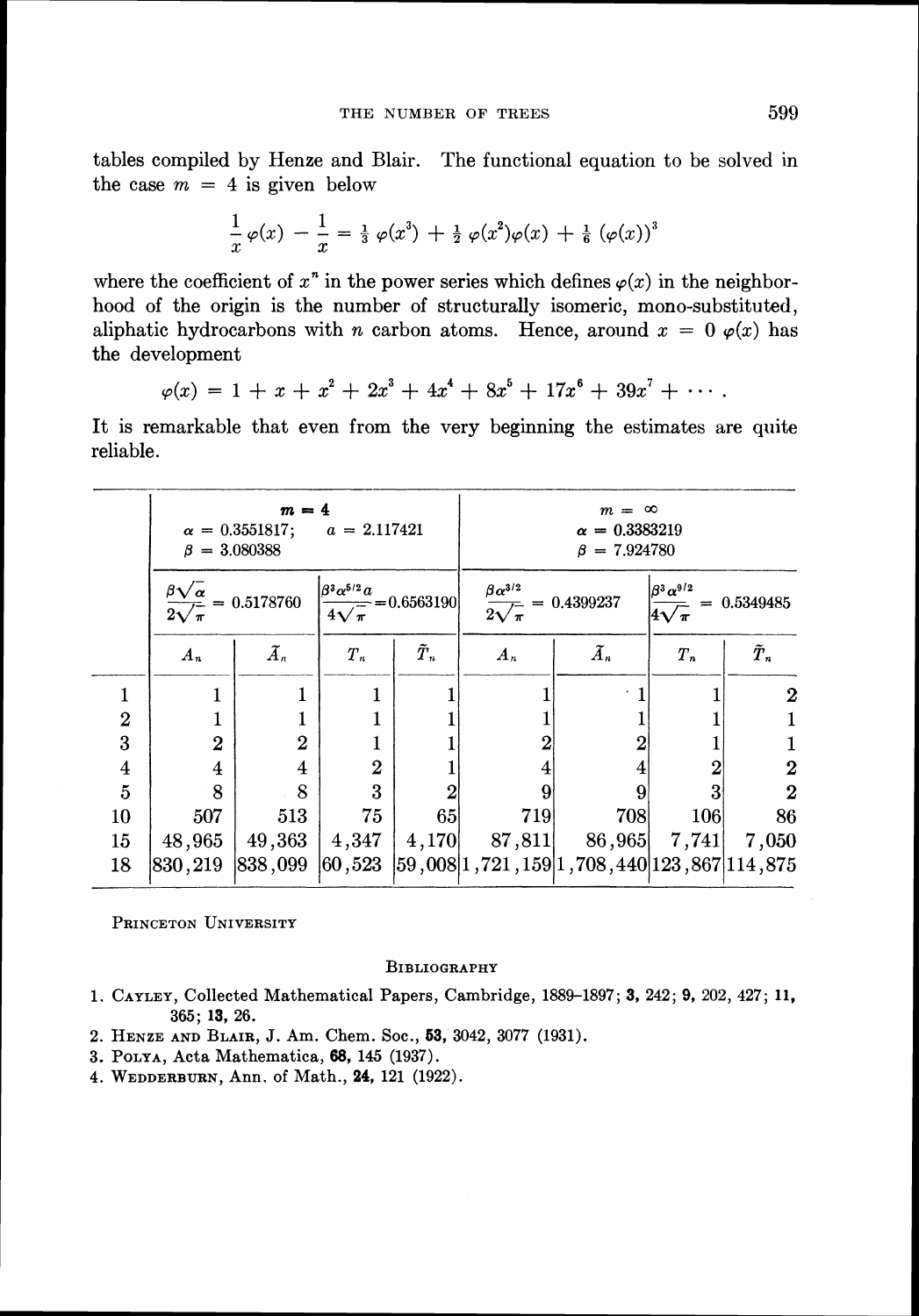tables compiled by Henze and Blair. The functional equation to be solved in the case $m = 4$ is given below

$$\frac{1}{x}\varphi(x) - \frac{1}{x} = \tfrac{1}{3}\varphi(x^3) + \tfrac{1}{2}\varphi(x^2)\varphi(x) + \tfrac{1}{6}(\varphi(x))^3$$

where the coefficient of $x^n$ in the power series which defines $\varphi(x)$ in the neighborhood of the origin is the number of structurally isomeric, mono-substituted, aliphatic hydrocarbons with $n$ carbon atoms. Hence, around $x = 0$ $\varphi(x)$ has the development

$$\varphi(x) = 1 + x + x^2 + 2x^3 + 4x^4 + 8x^5 + 17x^6 + 39x^7 + \cdots.$$

It is remarkable that even from the very beginning the estimates are quite reliable.

| | $m = 4$; $\alpha = 0.3551817$; $a = 2.117421$; $\beta = 3.080388$ | | | | $m = \infty$; $\alpha = 0.3383219$; $\beta = 7.924780$ | | | |
|---|---|---|---|---|---|---|---|---|
| | $\frac{\beta\sqrt{\alpha}}{2\sqrt{\pi}} = 0.5178760$ | | $\frac{\beta^3\alpha^{5/2}a}{4\sqrt{\pi}} = 0.6563190$ | | $\frac{\beta\alpha^{3/2}}{2\sqrt{\pi}} = 0.4399237$ | | $\frac{\beta^3\alpha^{9/2}}{4\sqrt{\pi}} = 0.5349485$ | |
| | $A_n$ | $\tilde{A}_n$ | $T_n$ | $\tilde{T}_n$ | $A_n$ | $\tilde{A}_n$ | $T_n$ | $\tilde{T}_n$ |
| 1 | 1 | 1 | 1 | 1 | 1 | 1 | 1 | 2 |
| 2 | 1 | 1 | 1 | 1 | 1 | 1 | 1 | 1 |
| 3 | 2 | 2 | 1 | 1 | 2 | 2 | 1 | 1 |
| 4 | 4 | 4 | 2 | 1 | 4 | 4 | 2 | 2 |
| 5 | 8 | 8 | 3 | 2 | 9 | 9 | 3 | 2 |
| 10 | 507 | 513 | 75 | 65 | 719 | 708 | 106 | 86 |
| 15 | 48,965 | 49,363 | 4,347 | 4,170 | 87,811 | 86,965 | 7,741 | 7,050 |
| 18 | 830,219 | 838,099 | 60,523 | 59,008 | 1,721,159 | 1,708,440 | 123,867 | 114,875 |

PRINCETON UNIVERSITY

## BIBLIOGRAPHY

1. CAYLEY, Collected Mathematical Papers, Cambridge, 1889–1897; **3**, 242; **9**, 202, 427; **11**, 365; **13**, 26.
2. HENZE AND BLAIR, J. Am. Chem. Soc., **53**, 3042, 3077 (1931).
3. POLYA, Acta Mathematica, **68**, 145 (1937).
4. WEDDERBURN, Ann. of Math., **24**, 121 (1922).